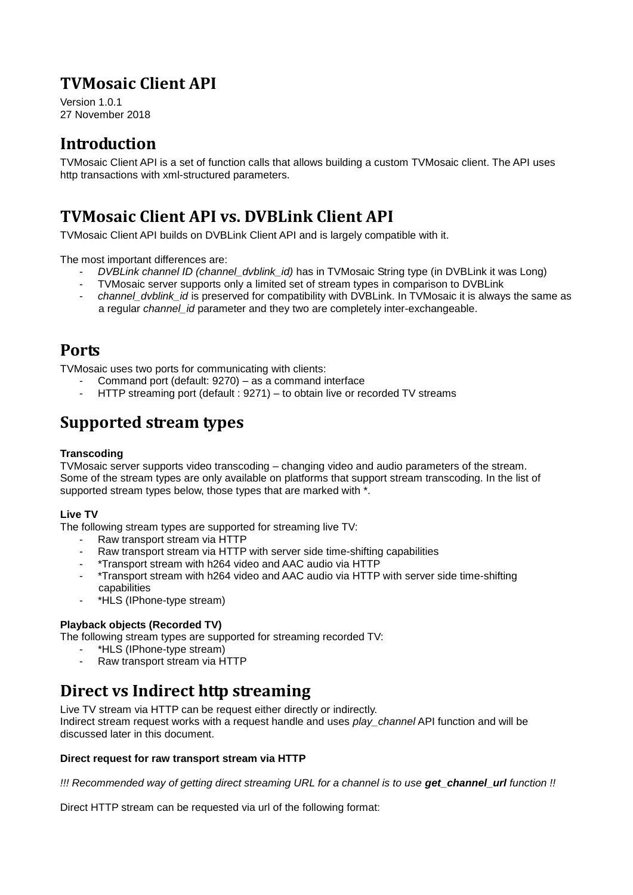# TVMosaic Client API

Version 1.0.1
27 November 2018

## Introduction

TVMosaic Client API is a set of function calls that allows building a custom TVMosaic client. The API uses http transactions with xml-structured parameters.

## TVMosaic Client API vs. DVBLink Client API

TVMosaic Client API builds on DVBLink Client API and is largely compatible with it.

The most important differences are:

- *DVBLink channel ID (channel_dvblink_id)* has in TVMosaic String type (in DVBLink it was Long)
- TVMosaic server supports only a limited set of stream types in comparison to DVBLink
- *channel_dvblink_id* is preserved for compatibility with DVBLink. In TVMosaic it is always the same as a regular *channel_id* parameter and they two are completely inter-exchangeable.

## Ports

TVMosaic uses two ports for communicating with clients:

- Command port (default: 9270) – as a command interface
- HTTP streaming port (default : 9271) – to obtain live or recorded TV streams

## Supported stream types

**Transcoding**

TVMosaic server supports video transcoding – changing video and audio parameters of the stream. Some of the stream types are only available on platforms that support stream transcoding. In the list of supported stream types below, those types that are marked with *.

**Live TV**

The following stream types are supported for streaming live TV:

- Raw transport stream via HTTP
- Raw transport stream via HTTP with server side time-shifting capabilities
- *Transport stream with h264 video and AAC audio via HTTP
- *Transport stream with h264 video and AAC audio via HTTP with server side time-shifting capabilities
- *HLS (IPhone-type stream)

**Playback objects (Recorded TV)**

The following stream types are supported for streaming recorded TV:

- *HLS (IPhone-type stream)
- Raw transport stream via HTTP

## Direct vs Indirect http streaming

Live TV stream via HTTP can be request either directly or indirectly.
Indirect stream request works with a request handle and uses *play_channel* API function and will be discussed later in this document.

**Direct request for raw transport stream via HTTP**

*!!! Recommended way of getting direct streaming URL for a channel is to use **get_channel_url** function !!*

Direct HTTP stream can be requested via url of the following format: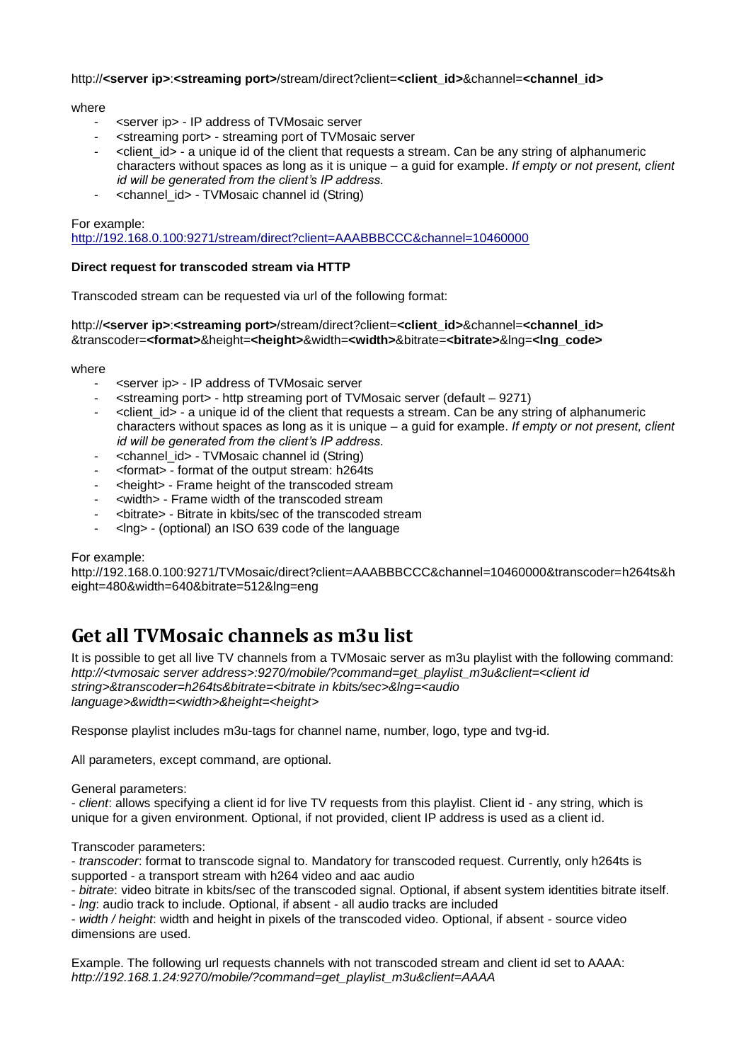http://**<server ip>**:**<streaming port>**/stream/direct?client=**<client_id>**&channel=**<channel_id>**

where

- <server ip> - IP address of TVMosaic server
- <streaming port> - streaming port of TVMosaic server
- <client_id> - a unique id of the client that requests a stream. Can be any string of alphanumeric characters without spaces as long as it is unique – a guid for example. *If empty or not present, client id will be generated from the client's IP address.*
- <channel_id> - TVMosaic channel id (String)

For example:
http://192.168.0.100:9271/stream/direct?client=AAABBBCCC&channel=10460000

**Direct request for transcoded stream via HTTP**

Transcoded stream can be requested via url of the following format:

http://**<server ip>**:**<streaming port>**/stream/direct?client=**<client_id>**&channel=**<channel_id>**&transcoder=**<format>**&height=**<height>**&width=**<width>**&bitrate=**<bitrate>**&lng=**<lng_code>**

where

- <server ip> - IP address of TVMosaic server
- <streaming port> - http streaming port of TVMosaic server (default – 9271)
- <client_id> - a unique id of the client that requests a stream. Can be any string of alphanumeric characters without spaces as long as it is unique – a guid for example. *If empty or not present, client id will be generated from the client's IP address.*
- <channel_id> - TVMosaic channel id (String)
- <format> - format of the output stream: h264ts
- <height> - Frame height of the transcoded stream
- <width> - Frame width of the transcoded stream
- <bitrate> - Bitrate in kbits/sec of the transcoded stream
- <lng> - (optional) an ISO 639 code of the language

For example:
http://192.168.0.100:9271/TVMosaic/direct?client=AAABBBCCC&channel=10460000&transcoder=h264ts&height=480&width=640&bitrate=512&lng=eng

## Get all TVMosaic channels as m3u list

It is possible to get all live TV channels from a TVMosaic server as m3u playlist with the following command:
*http://<tvmosaic server address>:9270/mobile/?command=get_playlist_m3u&client=<client id string>&transcoder=h264ts&bitrate=<bitrate in kbits/sec>&lng=<audio language>&width=<width>&height=<height>*

Response playlist includes m3u-tags for channel name, number, logo, type and tvg-id.

All parameters, except command, are optional.

General parameters:
- *client*: allows specifying a client id for live TV requests from this playlist. Client id - any string, which is unique for a given environment. Optional, if not provided, client IP address is used as a client id.

Transcoder parameters:
- *transcoder*: format to transcode signal to. Mandatory for transcoded request. Currently, only h264ts is supported - a transport stream with h264 video and aac audio
- *bitrate*: video bitrate in kbits/sec of the transcoded signal. Optional, if absent system identities bitrate itself.
- *lng*: audio track to include. Optional, if absent - all audio tracks are included
- *width / height*: width and height in pixels of the transcoded video. Optional, if absent - source video dimensions are used.

Example. The following url requests channels with not transcoded stream and client id set to AAAA:
*http://192.168.1.24:9270/mobile/?command=get_playlist_m3u&client=AAAA*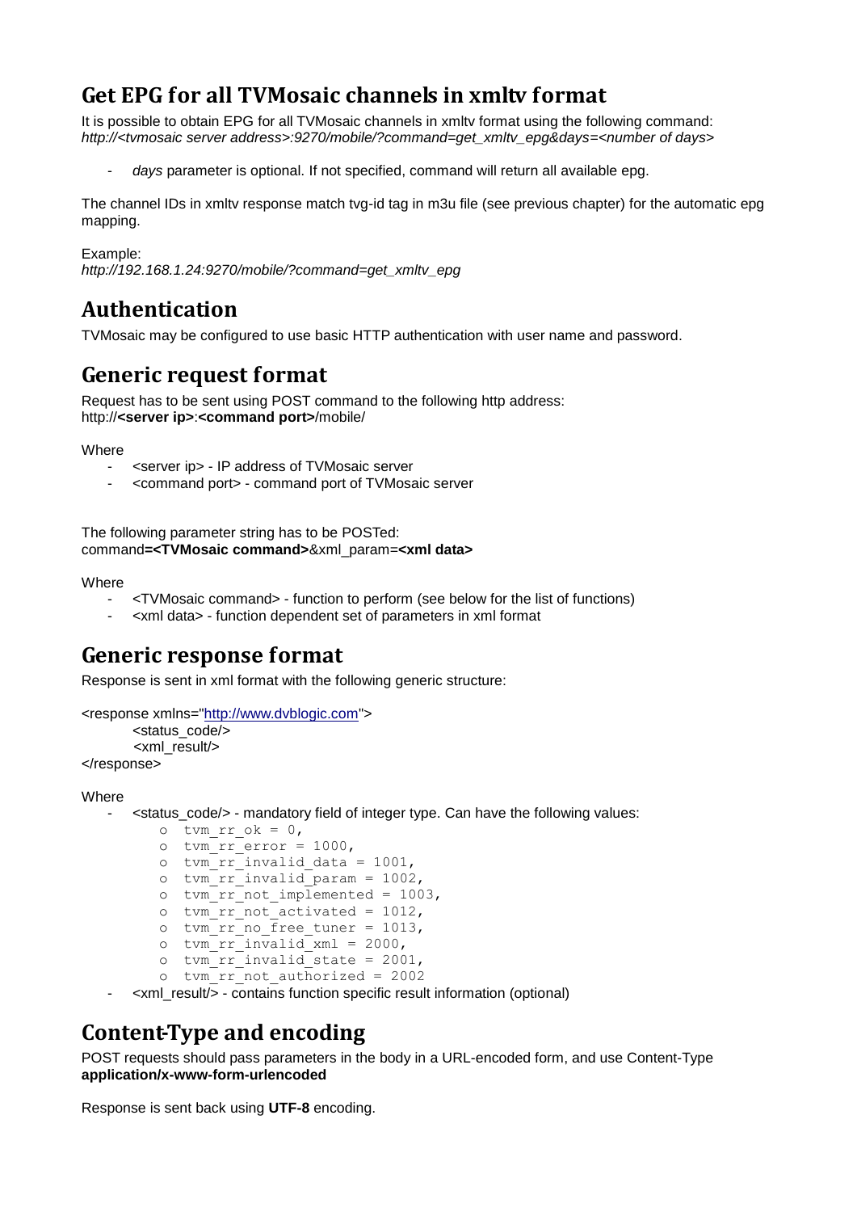## Get EPG for all TVMosaic channels in xmltv format

It is possible to obtain EPG for all TVMosaic channels in xmltv format using the following command:
*http://<tvmosaic server address>:9270/mobile/?command=get_xmltv_epg&days=<number of days>*

- *days* parameter is optional. If not specified, command will return all available epg.

The channel IDs in xmltv response match tvg-id tag in m3u file (see previous chapter) for the automatic epg mapping.

Example:
*http://192.168.1.24:9270/mobile/?command=get_xmltv_epg*

## Authentication

TVMosaic may be configured to use basic HTTP authentication with user name and password.

## Generic request format

Request has to be sent using POST command to the following http address:
http://**<server ip>**:**<command port>**/mobile/

Where

- <server ip> - IP address of TVMosaic server
- <command port> - command port of TVMosaic server

The following parameter string has to be POSTed:
command**=<TVMosaic command>**&xml_param=**<xml data>**

Where

- <TVMosaic command> - function to perform (see below for the list of functions)
- <xml data> - function dependent set of parameters in xml format

## Generic response format

Response is sent in xml format with the following generic structure:

```
<response xmlns="http://www.dvblogic.com">
    <status_code/>
    <xml_result/>
</response>
```

Where

- <status_code/> - mandatory field of integer type. Can have the following values:
  - `tvm_rr_ok = 0,`
  - `tvm_rr_error = 1000,`
  - `tvm_rr_invalid_data = 1001,`
  - `tvm_rr_invalid_param = 1002,`
  - `tvm_rr_not_implemented = 1003,`
  - `tvm_rr_not_activated = 1012,`
  - `tvm_rr_no_free_tuner = 1013,`
  - `tvm_rr_invalid_xml = 2000,`
  - `tvm_rr_invalid_state = 2001,`
  - `tvm_rr_not_authorized = 2002`
- <xml_result/> - contains function specific result information (optional)

## Content-Type and encoding

POST requests should pass parameters in the body in a URL-encoded form, and use Content-Type **application/x-www-form-urlencoded**

Response is sent back using **UTF-8** encoding.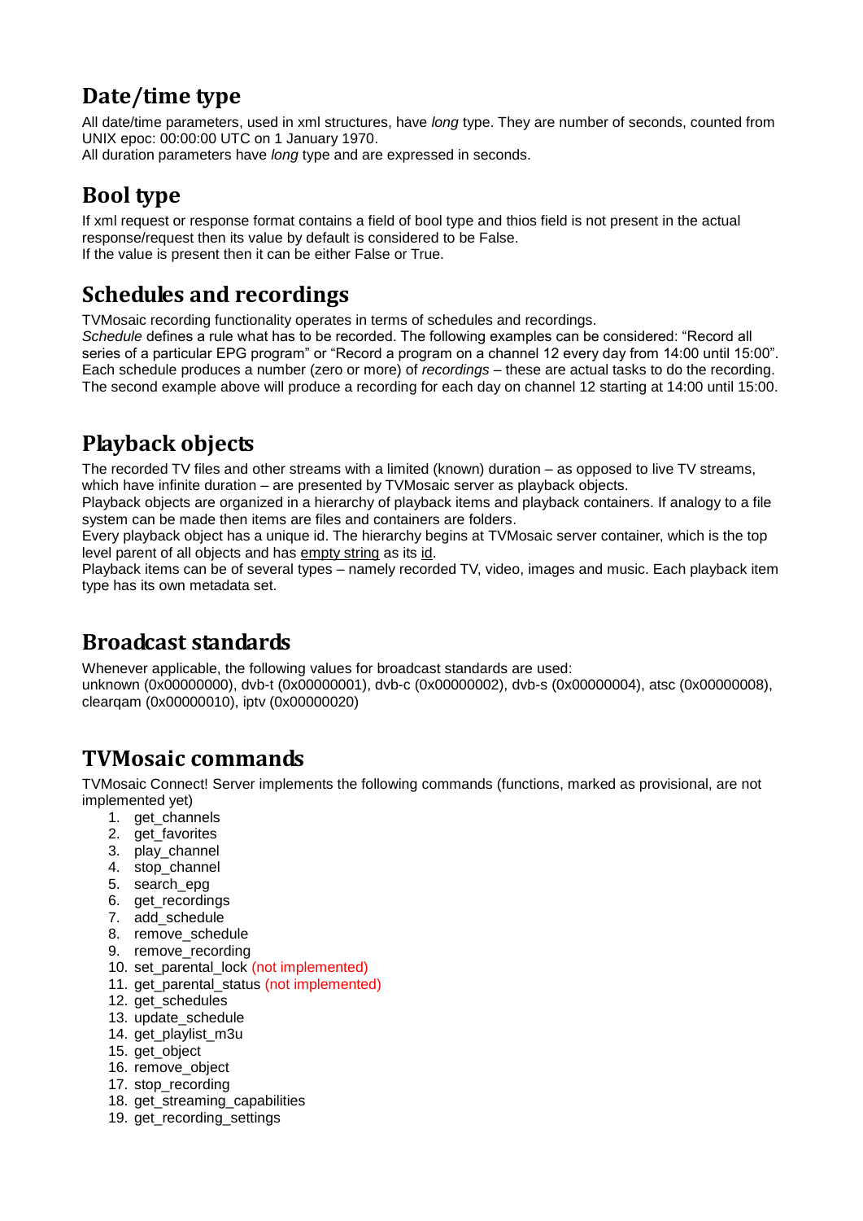## Date/time type

All date/time parameters, used in xml structures, have *long* type. They are number of seconds, counted from UNIX epoc: 00:00:00 UTC on 1 January 1970.
All duration parameters have *long* type and are expressed in seconds.

## Bool type

If xml request or response format contains a field of bool type and thios field is not present in the actual response/request then its value by default is considered to be False.
If the value is present then it can be either False or True.

## Schedules and recordings

TVMosaic recording functionality operates in terms of schedules and recordings.
*Schedule* defines a rule what has to be recorded. The following examples can be considered: “Record all series of a particular EPG program” or “Record a program on a channel 12 every day from 14:00 until 15:00”.
Each schedule produces a number (zero or more) of *recordings* – these are actual tasks to do the recording. The second example above will produce a recording for each day on channel 12 starting at 14:00 until 15:00.

## Playback objects

The recorded TV files and other streams with a limited (known) duration – as opposed to live TV streams, which have infinite duration – are presented by TVMosaic server as playback objects.
Playback objects are organized in a hierarchy of playback items and playback containers. If analogy to a file system can be made then items are files and containers are folders.
Every playback object has a unique id. The hierarchy begins at TVMosaic server container, which is the top level parent of all objects and has empty string as its id.
Playback items can be of several types – namely recorded TV, video, images and music. Each playback item type has its own metadata set.

## Broadcast standards

Whenever applicable, the following values for broadcast standards are used:
unknown (0x00000000), dvb-t (0x00000001), dvb-c (0x00000002), dvb-s (0x00000004), atsc (0x00000008), clearqam (0x00000010), iptv (0x00000020)

## TVMosaic commands

TVMosaic Connect! Server implements the following commands (functions, marked as provisional, are not implemented yet)

1. get_channels
2. get_favorites
3. play_channel
4. stop_channel
5. search_epg
6. get_recordings
7. add_schedule
8. remove_schedule
9. remove_recording
10. set_parental_lock (not implemented)
11. get_parental_status (not implemented)
12. get_schedules
13. update_schedule
14. get_playlist_m3u
15. get_object
16. remove_object
17. stop_recording
18. get_streaming_capabilities
19. get_recording_settings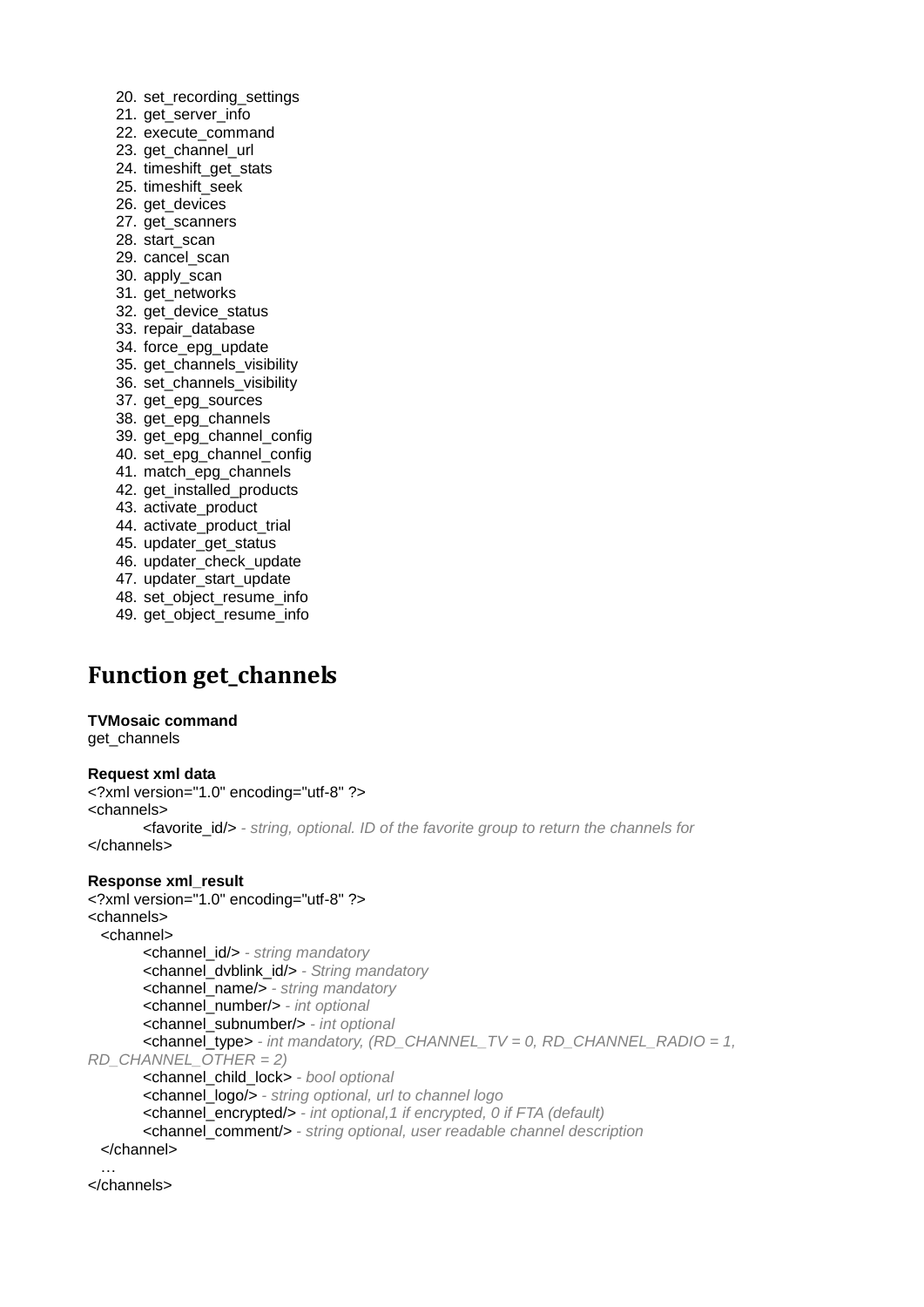20. set_recording_settings
21. get_server_info
22. execute_command
23. get_channel_url
24. timeshift_get_stats
25. timeshift_seek
26. get_devices
27. get_scanners
28. start_scan
29. cancel_scan
30. apply_scan
31. get_networks
32. get_device_status
33. repair_database
34. force_epg_update
35. get_channels_visibility
36. set_channels_visibility
37. get_epg_sources
38. get_epg_channels
39. get_epg_channel_config
40. set_epg_channel_config
41. match_epg_channels
42. get_installed_products
43. activate_product
44. activate_product_trial
45. updater_get_status
46. updater_check_update
47. updater_start_update
48. set_object_resume_info
49. get_object_resume_info

# Function get_channels

**TVMosaic command**
get_channels

**Request xml data**

```
<?xml version="1.0" encoding="utf-8" ?>
<channels>
        <favorite_id/> - string, optional. ID of the favorite group to return the channels for
</channels>
```

**Response xml_result**

```
<?xml version="1.0" encoding="utf-8" ?>
<channels>
  <channel>
        <channel_id/> - string mandatory
        <channel_dvblink_id/> - String mandatory
        <channel_name/> - string mandatory
        <channel_number/> - int optional
        <channel_subnumber/> - int optional
        <channel_type> - int mandatory, (RD_CHANNEL_TV = 0, RD_CHANNEL_RADIO = 1,
RD_CHANNEL_OTHER = 2)
        <channel_child_lock> - bool optional
        <channel_logo/> - string optional, url to channel logo
        <channel_encrypted/> - int optional,1 if encrypted, 0 if FTA (default)
        <channel_comment/> - string optional, user readable channel description
  </channel>
  …
</channels>
```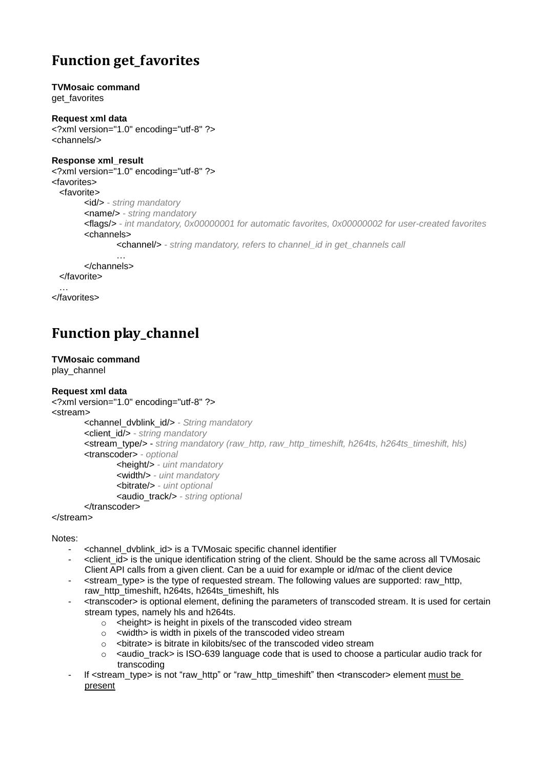# Function get_favorites

**TVMosaic command**
get_favorites

**Request xml data**

```
<?xml version="1.0" encoding="utf-8" ?>
<channels/>
```

**Response xml_result**

```
<?xml version="1.0" encoding="utf-8" ?>
<favorites>
  <favorite>
        <id/> - string mandatory
        <name/> - string mandatory
        <flags/> - int mandatory, 0x00000001 for automatic favorites, 0x00000002 for user-created favorites
        <channels>
                <channel/> - string mandatory, refers to channel_id in get_channels call
                …
        </channels>
  </favorite>
  …
</favorites>
```

# Function play_channel

**TVMosaic command**
play_channel

**Request xml data**

```
<?xml version="1.0" encoding="utf-8" ?>
<stream>
        <channel_dvblink_id/> - String mandatory
        <client_id/> - string mandatory
        <stream_type/> - string mandatory (raw_http, raw_http_timeshift, h264ts, h264ts_timeshift, hls)
        <transcoder> - optional
                <height/> - uint mandatory
                <width/> - uint mandatory
                <bitrate/> - uint optional
                <audio_track/> - string optional
        </transcoder>
</stream>
```

Notes:

- <channel_dvblink_id> is a TVMosaic specific channel identifier
- <client_id> is the unique identification string of the client. Should be the same across all TVMosaic Client API calls from a given client. Can be a uuid for example or id/mac of the client device
- <stream_type> is the type of requested stream. The following values are supported: raw_http, raw_http_timeshift, h264ts, h264ts_timeshift, hls
- <transcoder> is optional element, defining the parameters of transcoded stream. It is used for certain stream types, namely hls and h264ts.
  - <height> is height in pixels of the transcoded video stream
  - <width> is width in pixels of the transcoded video stream
  - <bitrate> is bitrate in kilobits/sec of the transcoded video stream
  - <audio_track> is ISO-639 language code that is used to choose a particular audio track for transcoding
- If <stream_type> is not "raw_http" or "raw_http_timeshift" then <transcoder> element <u>must be present</u>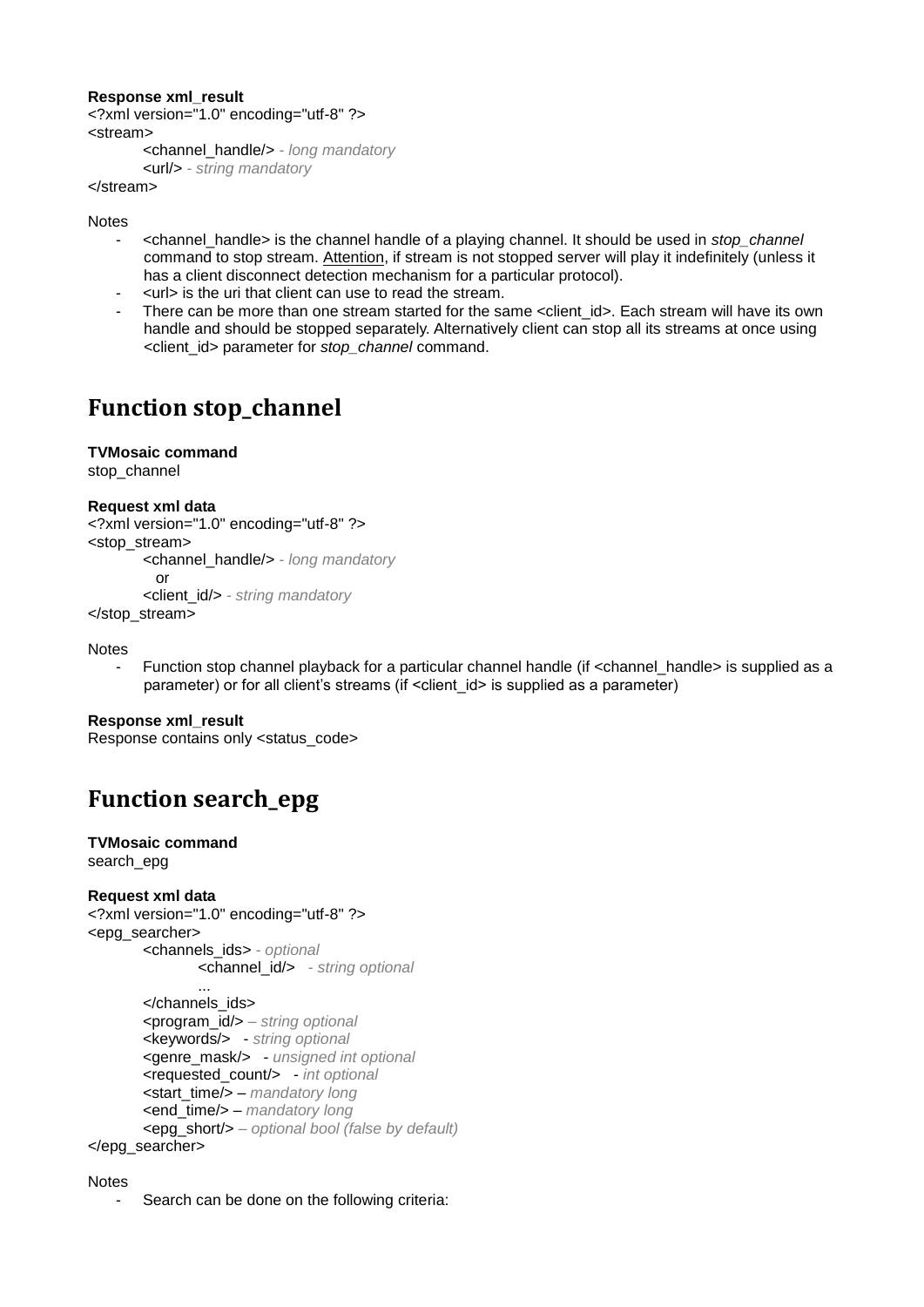**Response xml_result**

```
<?xml version="1.0" encoding="utf-8" ?>
<stream>
	<channel_handle/> - long mandatory
	<url/> - string mandatory
</stream>
```

Notes

- <channel_handle> is the channel handle of a playing channel. It should be used in *stop_channel* command to stop stream. Attention, if stream is not stopped server will play it indefinitely (unless it has a client disconnect detection mechanism for a particular protocol).
- <url> is the uri that client can use to read the stream.
- There can be more than one stream started for the same <client_id>. Each stream will have its own handle and should be stopped separately. Alternatively client can stop all its streams at once using <client_id> parameter for *stop_channel* command.

# Function stop_channel

**TVMosaic command**

stop_channel

**Request xml data**

```
<?xml version="1.0" encoding="utf-8" ?>
<stop_stream>
	<channel_handle/> - long mandatory
	  or
	<client_id/> - string mandatory
</stop_stream>
```

Notes

- Function stop channel playback for a particular channel handle (if <channel_handle> is supplied as a parameter) or for all client's streams (if <client_id> is supplied as a parameter)

**Response xml_result**

Response contains only <status_code>

# Function search_epg

**TVMosaic command**

search_epg

**Request xml data**

```
<?xml version="1.0" encoding="utf-8" ?>
<epg_searcher>
	<channels_ids> - optional
		<channel_id/>   - string optional
		...
	</channels_ids>
	<program_id/> – string optional
	<keywords/>   - string optional
	<genre_mask/>   - unsigned int optional
	<requested_count/>   - int optional
	<start_time/> – mandatory long
	<end_time/> – mandatory long
	<epg_short/> – optional bool (false by default)
</epg_searcher>
```

Notes

- Search can be done on the following criteria: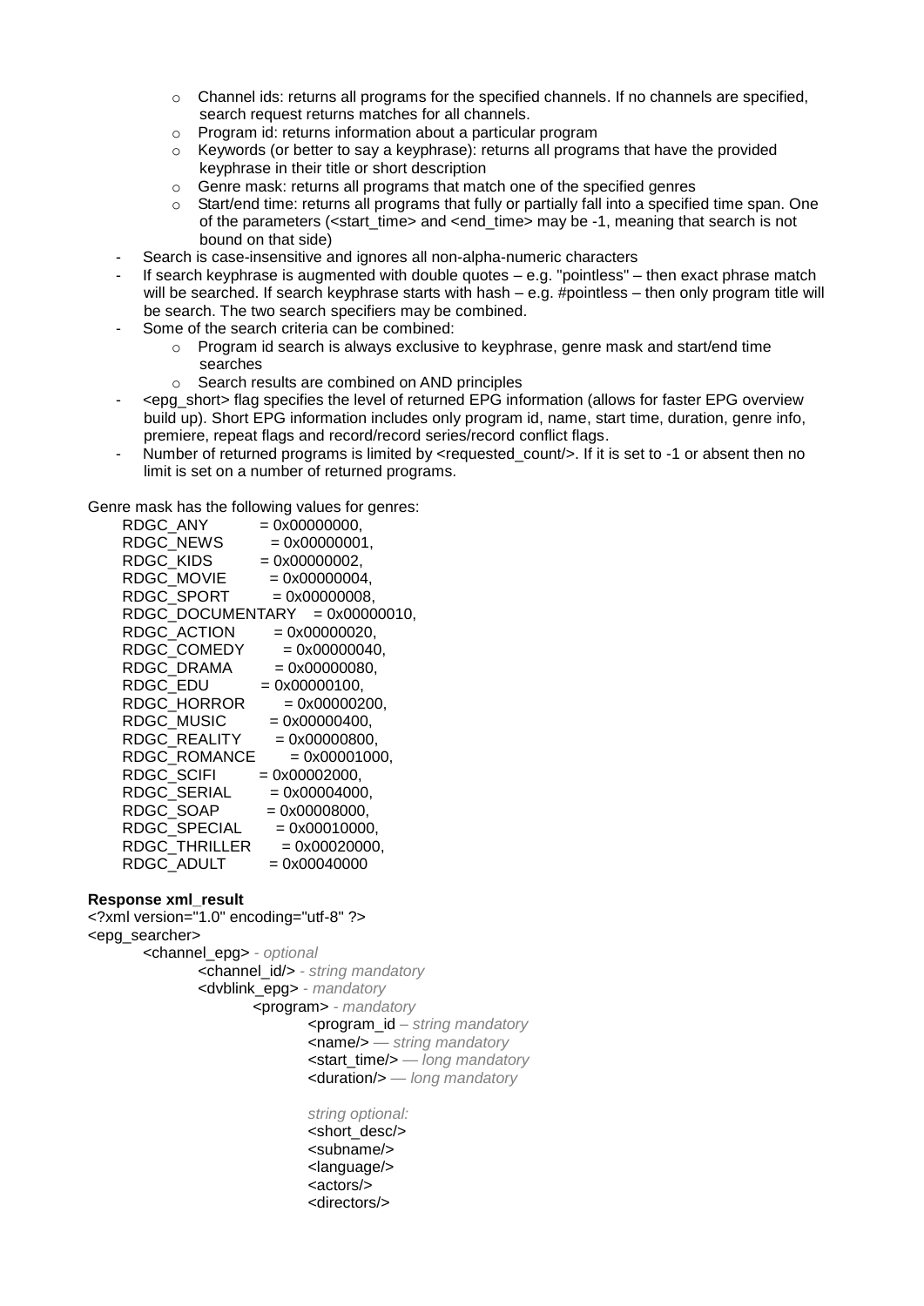- Channel ids: returns all programs for the specified channels. If no channels are specified, search request returns matches for all channels.
  - Program id: returns information about a particular program
  - Keywords (or better to say a keyphrase): returns all programs that have the provided keyphrase in their title or short description
  - Genre mask: returns all programs that match one of the specified genres
  - Start/end time: returns all programs that fully or partially fall into a specified time span. One of the parameters (<start_time> and <end_time> may be -1, meaning that search is not bound on that side)
- Search is case-insensitive and ignores all non-alpha-numeric characters
- If search keyphrase is augmented with double quotes – e.g. "pointless" – then exact phrase match will be searched. If search keyphrase starts with hash – e.g. #pointless – then only program title will be search. The two search specifiers may be combined.
- Some of the search criteria can be combined:
  - Program id search is always exclusive to keyphrase, genre mask and start/end time searches
  - Search results are combined on AND principles
- <epg_short> flag specifies the level of returned EPG information (allows for faster EPG overview build up). Short EPG information includes only program id, name, start time, duration, genre info, premiere, repeat flags and record/record series/record conflict flags.
- Number of returned programs is limited by <requested_count/>. If it is set to -1 or absent then no limit is set on a number of returned programs.

Genre mask has the following values for genres:

```
RDGC_ANY          = 0x00000000,
RDGC_NEWS         = 0x00000001,
RDGC_KIDS         = 0x00000002,
RDGC_MOVIE        = 0x00000004,
RDGC_SPORT        = 0x00000008,
RDGC_DOCUMENTARY  = 0x00000010,
RDGC_ACTION       = 0x00000020,
RDGC_COMEDY       = 0x00000040,
RDGC_DRAMA        = 0x00000080,
RDGC_EDU          = 0x00000100,
RDGC_HORROR       = 0x00000200,
RDGC_MUSIC        = 0x00000400,
RDGC_REALITY      = 0x00000800,
RDGC_ROMANCE      = 0x00001000,
RDGC_SCIFI        = 0x00002000,
RDGC_SERIAL       = 0x00004000,
RDGC_SOAP         = 0x00008000,
RDGC_SPECIAL      = 0x00010000,
RDGC_THRILLER     = 0x00020000,
RDGC_ADULT        = 0x00040000
```

**Response xml_result**

```
<?xml version="1.0" encoding="utf-8" ?>
<epg_searcher>
    <channel_epg> - optional
        <channel_id/> - string mandatory
        <dvblink_epg> - mandatory
            <program> - mandatory
                <program_id – string mandatory
                <name/> — string mandatory
                <start_time/> — long mandatory
                <duration/> — long mandatory

                string optional:
                <short_desc/>
                <subname/>
                <language/>
                <actors/>
                <directors/>
```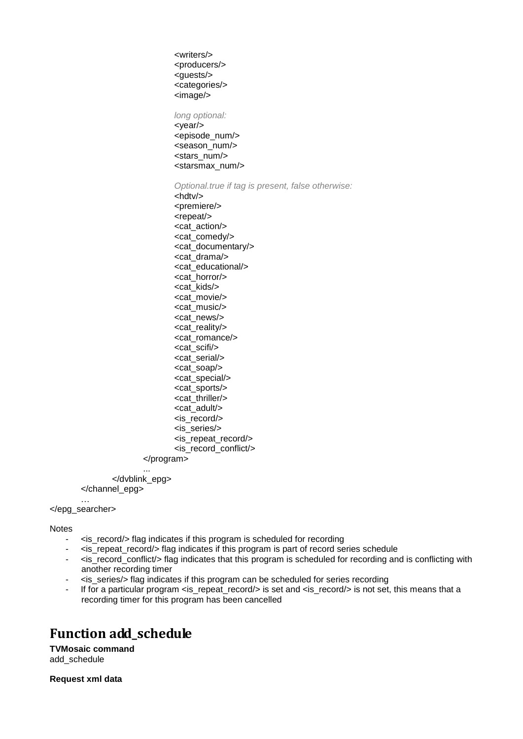```
                        <writers/>
                        <producers/>
                        <guests/>
                        <categories/>
                        <image/>

                        long optional:
                        <year/>
                        <episode_num/>
                        <season_num/>
                        <stars_num/>
                        <starsmax_num/>

                        Optional.true if tag is present, false otherwise:
                        <hdtv/>
                        <premiere/>
                        <repeat/>
                        <cat_action/>
                        <cat_comedy/>
                        <cat_documentary/>
                        <cat_drama/>
                        <cat_educational/>
                        <cat_horror/>
                        <cat_kids/>
                        <cat_movie/>
                        <cat_music/>
                        <cat_news/>
                        <cat_reality/>
                        <cat_romance/>
                        <cat_scifi/>
                        <cat_serial/>
                        <cat_soap/>
                        <cat_special/>
                        <cat_sports/>
                        <cat_thriller/>
                        <cat_adult/>
                        <is_record/>
                        <is_series/>
                        <is_repeat_record/>
                        <is_record_conflict/>
                    </program>
                    ...
                </dvblink_epg>
        </channel_epg>
        …
</epg_searcher>
```

Notes

- <is_record/> flag indicates if this program is scheduled for recording
- <is_repeat_record/> flag indicates if this program is part of record series schedule
- <is_record_conflict/> flag indicates that this program is scheduled for recording and is conflicting with another recording timer
- <is_series/> flag indicates if this program can be scheduled for series recording
- If for a particular program <is_repeat_record/> is set and <is_record/> is not set, this means that a recording timer for this program has been cancelled

# Function add_schedule

**TVMosaic command**
add_schedule

**Request xml data**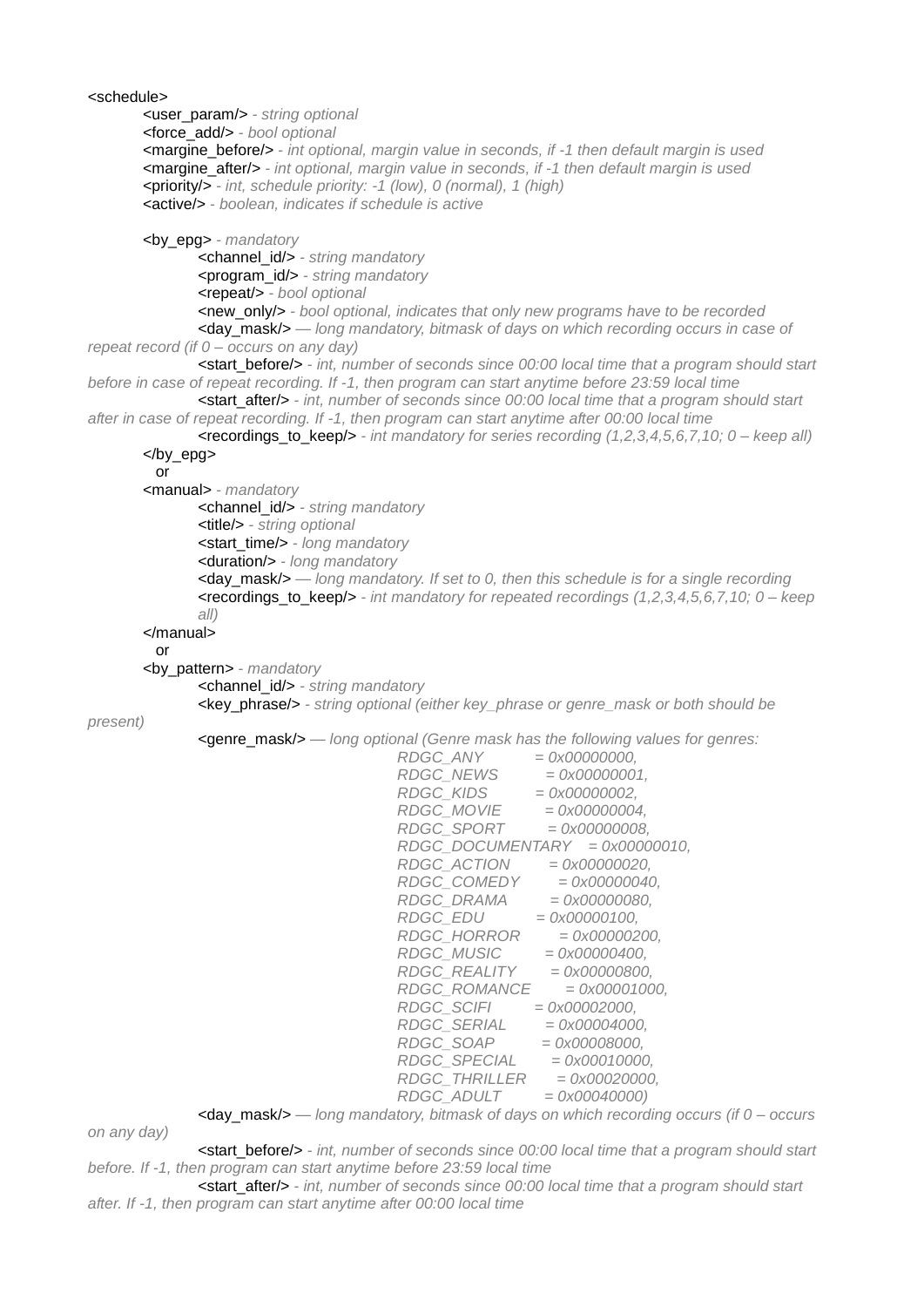<schedule>

&nbsp;&nbsp;&nbsp;&nbsp;<user_param/> *- string optional*
&nbsp;&nbsp;&nbsp;&nbsp;<force_add/> *- bool optional*
&nbsp;&nbsp;&nbsp;&nbsp;<margine_before/> *- int optional, margin value in seconds, if -1 then default margin is used*
&nbsp;&nbsp;&nbsp;&nbsp;<margine_after/> *- int optional, margin value in seconds, if -1 then default margin is used*
&nbsp;&nbsp;&nbsp;&nbsp;<priority/> *- int, schedule priority: -1 (low), 0 (normal), 1 (high)*
&nbsp;&nbsp;&nbsp;&nbsp;<active/> *- boolean, indicates if schedule is active*

&nbsp;&nbsp;&nbsp;&nbsp;<by_epg> *- mandatory*
&nbsp;&nbsp;&nbsp;&nbsp;&nbsp;&nbsp;&nbsp;&nbsp;<channel_id/> *- string mandatory*
&nbsp;&nbsp;&nbsp;&nbsp;&nbsp;&nbsp;&nbsp;&nbsp;<program_id/> *- string mandatory*
&nbsp;&nbsp;&nbsp;&nbsp;&nbsp;&nbsp;&nbsp;&nbsp;<repeat/> *- bool optional*
&nbsp;&nbsp;&nbsp;&nbsp;&nbsp;&nbsp;&nbsp;&nbsp;<new_only/> *- bool optional, indicates that only new programs have to be recorded*
&nbsp;&nbsp;&nbsp;&nbsp;&nbsp;&nbsp;&nbsp;&nbsp;<day_mask/> *— long mandatory, bitmask of days on which recording occurs in case of repeat record (if 0 – occurs on any day)*
&nbsp;&nbsp;&nbsp;&nbsp;&nbsp;&nbsp;&nbsp;&nbsp;<start_before/> *- int, number of seconds since 00:00 local time that a program should start before in case of repeat recording. If -1, then program can start anytime before 23:59 local time*
&nbsp;&nbsp;&nbsp;&nbsp;&nbsp;&nbsp;&nbsp;&nbsp;<start_after/> *- int, number of seconds since 00:00 local time that a program should start after in case of repeat recording. If -1, then program can start anytime after 00:00 local time*
&nbsp;&nbsp;&nbsp;&nbsp;&nbsp;&nbsp;&nbsp;&nbsp;<recordings_to_keep/> *- int mandatory for series recording (1,2,3,4,5,6,7,10; 0 – keep all)*
&nbsp;&nbsp;&nbsp;&nbsp;</by_epg>
&nbsp;&nbsp;&nbsp;&nbsp;&nbsp;&nbsp;or
&nbsp;&nbsp;&nbsp;&nbsp;<manual> *- mandatory*
&nbsp;&nbsp;&nbsp;&nbsp;&nbsp;&nbsp;&nbsp;&nbsp;<channel_id/> *- string mandatory*
&nbsp;&nbsp;&nbsp;&nbsp;&nbsp;&nbsp;&nbsp;&nbsp;<title/> *- string optional*
&nbsp;&nbsp;&nbsp;&nbsp;&nbsp;&nbsp;&nbsp;&nbsp;<start_time/> *- long mandatory*
&nbsp;&nbsp;&nbsp;&nbsp;&nbsp;&nbsp;&nbsp;&nbsp;<duration/> *- long mandatory*
&nbsp;&nbsp;&nbsp;&nbsp;&nbsp;&nbsp;&nbsp;&nbsp;<day_mask/> *— long mandatory. If set to 0, then this schedule is for a single recording*
&nbsp;&nbsp;&nbsp;&nbsp;&nbsp;&nbsp;&nbsp;&nbsp;<recordings_to_keep/> *- int mandatory for repeated recordings (1,2,3,4,5,6,7,10; 0 – keep all)*
&nbsp;&nbsp;&nbsp;&nbsp;</manual>
&nbsp;&nbsp;&nbsp;&nbsp;&nbsp;&nbsp;or
&nbsp;&nbsp;&nbsp;&nbsp;<by_pattern> *- mandatory*
&nbsp;&nbsp;&nbsp;&nbsp;&nbsp;&nbsp;&nbsp;&nbsp;<channel_id/> *- string mandatory*
&nbsp;&nbsp;&nbsp;&nbsp;&nbsp;&nbsp;&nbsp;&nbsp;<key_phrase/> *- string optional (either key_phrase or genre_mask or both should be present)*
&nbsp;&nbsp;&nbsp;&nbsp;&nbsp;&nbsp;&nbsp;&nbsp;<genre_mask/> *— long optional (Genre mask has the following values for genres:*

```
RDGC_ANY          = 0x00000000,
RDGC_NEWS         = 0x00000001,
RDGC_KIDS         = 0x00000002,
RDGC_MOVIE        = 0x00000004,
RDGC_SPORT        = 0x00000008,
RDGC_DOCUMENTARY  = 0x00000010,
RDGC_ACTION       = 0x00000020,
RDGC_COMEDY       = 0x00000040,
RDGC_DRAMA        = 0x00000080,
RDGC_EDU          = 0x00000100,
RDGC_HORROR       = 0x00000200,
RDGC_MUSIC        = 0x00000400,
RDGC_REALITY      = 0x00000800,
RDGC_ROMANCE      = 0x00001000,
RDGC_SCIFI        = 0x00002000,
RDGC_SERIAL       = 0x00004000,
RDGC_SOAP         = 0x00008000,
RDGC_SPECIAL      = 0x00010000,
RDGC_THRILLER     = 0x00020000,
RDGC_ADULT        = 0x00040000)
```

&nbsp;&nbsp;&nbsp;&nbsp;&nbsp;&nbsp;&nbsp;&nbsp;<day_mask/> *— long mandatory, bitmask of days on which recording occurs (if 0 – occurs on any day)*
&nbsp;&nbsp;&nbsp;&nbsp;&nbsp;&nbsp;&nbsp;&nbsp;<start_before/> *- int, number of seconds since 00:00 local time that a program should start before. If -1, then program can start anytime before 23:59 local time*
&nbsp;&nbsp;&nbsp;&nbsp;&nbsp;&nbsp;&nbsp;&nbsp;<start_after/> *- int, number of seconds since 00:00 local time that a program should start after. If -1, then program can start anytime after 00:00 local time*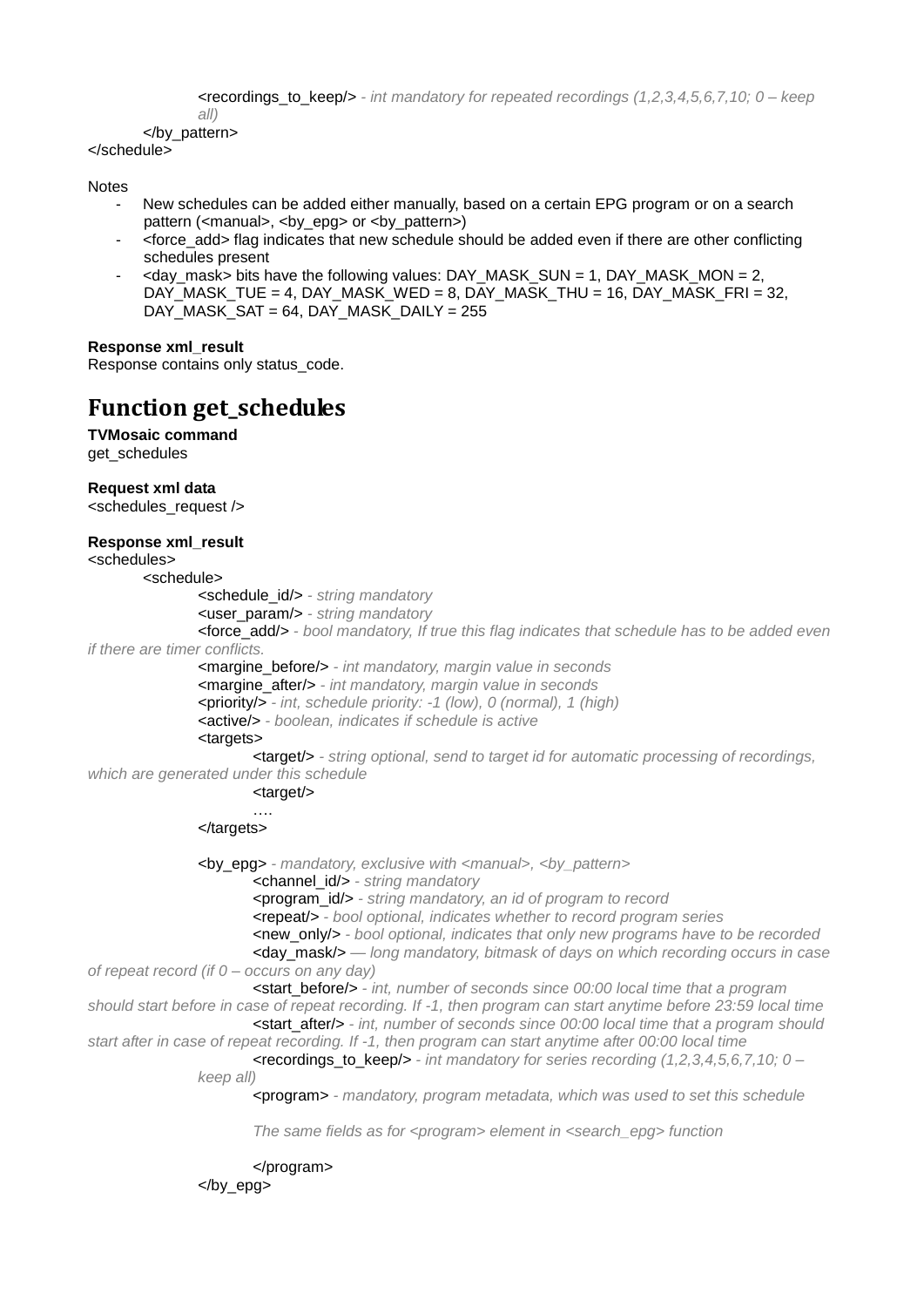```
        <recordings_to_keep/> - int mandatory for repeated recordings (1,2,3,4,5,6,7,10; 0 – keep all)
    </by_pattern>
</schedule>
```

Notes

- New schedules can be added either manually, based on a certain EPG program or on a search pattern (<manual>, <by_epg> or <by_pattern>)
- <force_add> flag indicates that new schedule should be added even if there are other conflicting schedules present
- <day_mask> bits have the following values: DAY_MASK_SUN = 1, DAY_MASK_MON = 2, DAY_MASK_TUE = 4, DAY_MASK_WED = 8, DAY_MASK_THU = 16, DAY_MASK_FRI = 32, DAY_MASK_SAT = 64, DAY_MASK_DAILY = 255

**Response xml_result**
Response contains only status_code.

# Function get_schedules

**TVMosaic command**
get_schedules

**Request xml data**
<schedules_request />

**Response xml_result**

```
<schedules>
    <schedule>
        <schedule_id/> - string mandatory
        <user_param/> - string mandatory
        <force_add/> - bool mandatory, If true this flag indicates that schedule has to be added even if there are timer conflicts.
        <margine_before/> - int mandatory, margin value in seconds
        <margine_after/> - int mandatory, margin value in seconds
        <priority/> - int, schedule priority: -1 (low), 0 (normal), 1 (high)
        <active/> - boolean, indicates if schedule is active
        <targets>
            <target/> - string optional, send to target id for automatic processing of recordings, which are generated under this schedule
            <target/>
            ….
        </targets>

        <by_epg> - mandatory, exclusive with <manual>, <by_pattern>
            <channel_id/> - string mandatory
            <program_id/> - string mandatory, an id of program to record
            <repeat/> - bool optional, indicates whether to record program series
            <new_only/> - bool optional, indicates that only new programs have to be recorded
            <day_mask/> — long mandatory, bitmask of days on which recording occurs in case of repeat record (if 0 – occurs on any day)
            <start_before/> - int, number of seconds since 00:00 local time that a program should start before in case of repeat recording. If -1, then program can start anytime before 23:59 local time
            <start_after/> - int, number of seconds since 00:00 local time that a program should start after in case of repeat recording. If -1, then program can start anytime after 00:00 local time
            <recordings_to_keep/> - int mandatory for series recording (1,2,3,4,5,6,7,10; 0 – keep all)
            <program> - mandatory, program metadata, which was used to set this schedule

            The same fields as for <program> element in <search_epg> function

            </program>
        </by_epg>
```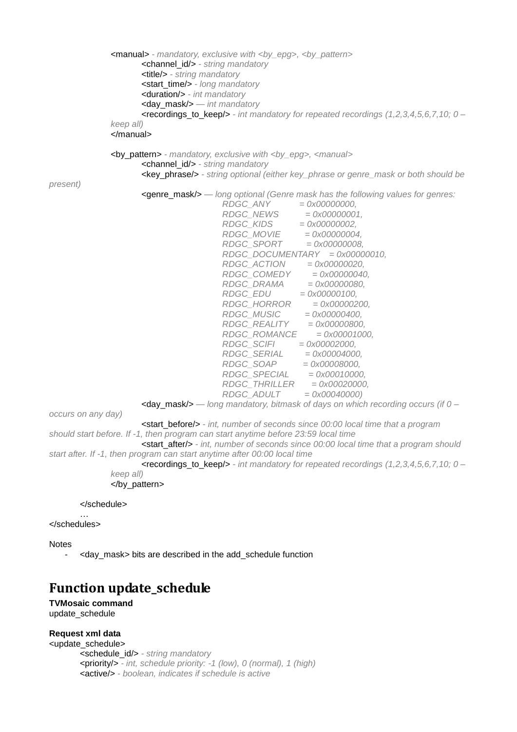```
        <manual> - mandatory, exclusive with <by_epg>, <by_pattern>
            <channel_id/> - string mandatory
            <title/> - string mandatory
            <start_time/> - long mandatory
            <duration/> - int mandatory
            <day_mask/> — int mandatory
            <recordings_to_keep/> - int mandatory for repeated recordings (1,2,3,4,5,6,7,10; 0 – keep all)
        </manual>

        <by_pattern> - mandatory, exclusive with <by_epg>, <manual>
            <channel_id/> - string mandatory
            <key_phrase/> - string optional (either key_phrase or genre_mask or both should be present)
            <genre_mask/> — long optional (Genre mask has the following values for genres:
                        RDGC_ANY          = 0x00000000,
                        RDGC_NEWS         = 0x00000001,
                        RDGC_KIDS         = 0x00000002,
                        RDGC_MOVIE        = 0x00000004,
                        RDGC_SPORT        = 0x00000008,
                        RDGC_DOCUMENTARY  = 0x00000010,
                        RDGC_ACTION       = 0x00000020,
                        RDGC_COMEDY       = 0x00000040,
                        RDGC_DRAMA        = 0x00000080,
                        RDGC_EDU          = 0x00000100,
                        RDGC_HORROR       = 0x00000200,
                        RDGC_MUSIC        = 0x00000400,
                        RDGC_REALITY      = 0x00000800,
                        RDGC_ROMANCE      = 0x00001000,
                        RDGC_SCIFI        = 0x00002000,
                        RDGC_SERIAL       = 0x00004000,
                        RDGC_SOAP         = 0x00008000,
                        RDGC_SPECIAL      = 0x00010000,
                        RDGC_THRILLER     = 0x00020000,
                        RDGC_ADULT        = 0x00040000)
            <day_mask/> — long mandatory, bitmask of days on which recording occurs (if 0 – occurs on any day)
            <start_before/> - int, number of seconds since 00:00 local time that a program should start before. If -1, then program can start anytime before 23:59 local time
            <start_after/> - int, number of seconds since 00:00 local time that a program should start after. If -1, then program can start anytime after 00:00 local time
            <recordings_to_keep/> - int mandatory for repeated recordings (1,2,3,4,5,6,7,10; 0 – keep all)
        </by_pattern>

    </schedule>
    …
</schedules>
```

Notes

- <day_mask> bits are described in the add_schedule function

# Function update_schedule

**TVMosaic command**

update_schedule

**Request xml data**

```
<update_schedule>
    <schedule_id/> - string mandatory
    <priority/> - int, schedule priority: -1 (low), 0 (normal), 1 (high)
    <active/> - boolean, indicates if schedule is active
```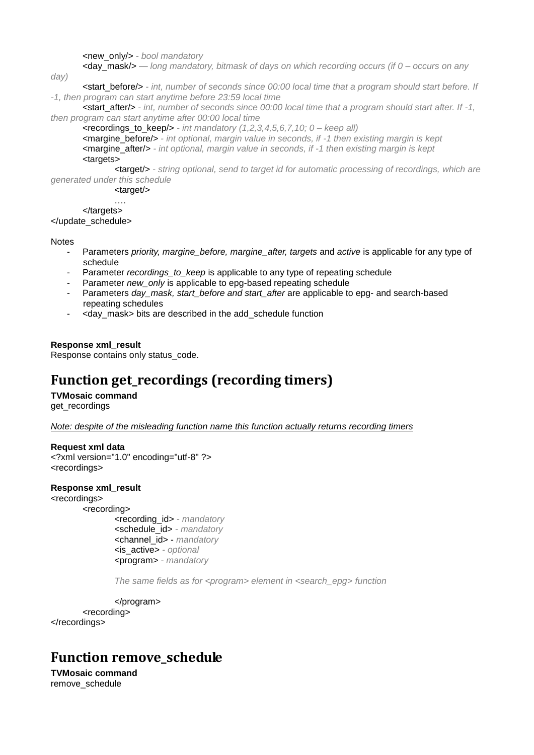```
        <new_only/> - bool mandatory
        <day_mask/> — long mandatory, bitmask of days on which recording occurs (if 0 – occurs on any day)
        <start_before/> - int, number of seconds since 00:00 local time that a program should start before. If -1, then program can start anytime before 23:59 local time
        <start_after/> - int, number of seconds since 00:00 local time that a program should start after. If -1, then program can start anytime after 00:00 local time
        <recordings_to_keep/> - int mandatory (1,2,3,4,5,6,7,10; 0 – keep all)
        <margine_before/> - int optional, margin value in seconds, if -1 then existing margin is kept
        <margine_after/> - int optional, margin value in seconds, if -1 then existing margin is kept
        <targets>
                <target/> - string optional, send to target id for automatic processing of recordings, which are generated under this schedule
                <target/>
                ….
        </targets>
</update_schedule>
```

Notes

- Parameters *priority, margine_before, margine_after, targets* and *active* is applicable for any type of schedule
- Parameter *recordings_to_keep* is applicable to any type of repeating schedule
- Parameter *new_only* is applicable to epg-based repeating schedule
- Parameters *day_mask, start_before and start_after* are applicable to epg- and search-based repeating schedules
- <day_mask> bits are described in the add_schedule function

**Response xml_result**

Response contains only status_code.

## Function get_recordings (recording timers)

**TVMosaic command**

get_recordings

*Note: despite of the misleading function name this function actually returns recording timers*

**Request xml data**

```
<?xml version="1.0" encoding="utf-8" ?>
<recordings>
```

**Response xml_result**

```
<recordings>
        <recording>
                <recording_id> - mandatory
                <schedule_id> - mandatory
                <channel_id> - mandatory
                <is_active> - optional
                <program> - mandatory

                The same fields as for <program> element in <search_epg> function

                </program>
        <recording>
</recordings>
```

## Function remove_schedule

**TVMosaic command**

remove_schedule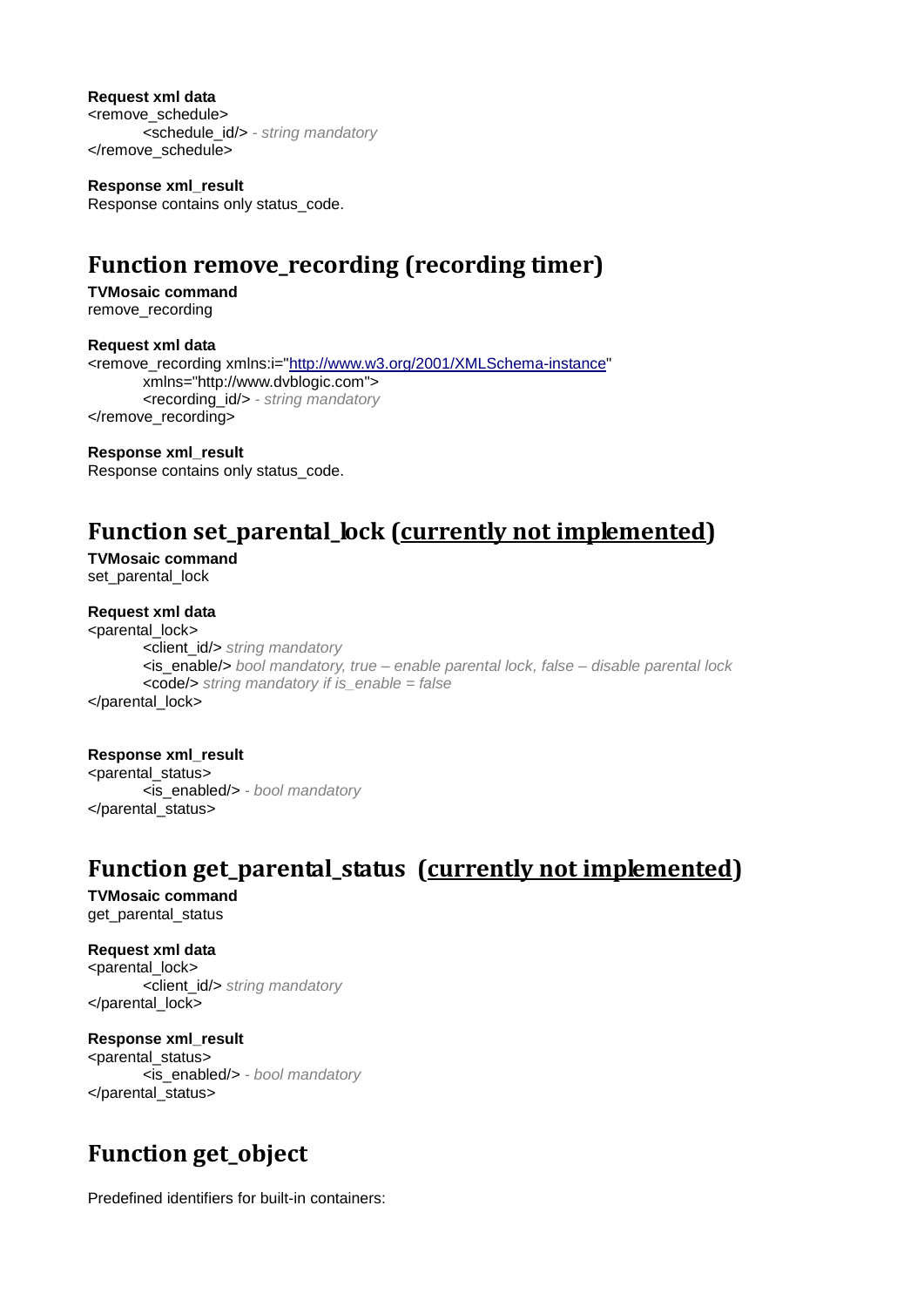**Request xml data**

```
<remove_schedule>
	<schedule_id/> - string mandatory
</remove_schedule>
```

**Response xml_result**

Response contains only status_code.

## Function remove_recording (recording timer)

**TVMosaic command**

remove_recording

**Request xml data**

```
<remove_recording xmlns:i="http://www.w3.org/2001/XMLSchema-instance"
	xmlns="http://www.dvblogic.com">
	<recording_id/> - string mandatory
</remove_recording>
```

**Response xml_result**

Response contains only status_code.

## Function set_parental_lock (currently not implemented)

**TVMosaic command**

set_parental_lock

**Request xml data**

```
<parental_lock>
	<client_id/> string mandatory
	<is_enable/> bool mandatory, true – enable parental lock, false – disable parental lock
	<code/> string mandatory if is_enable = false
</parental_lock>
```

**Response xml_result**

```
<parental_status>
	<is_enabled/> - bool mandatory
</parental_status>
```

## Function get_parental_status (currently not implemented)

**TVMosaic command**

get_parental_status

**Request xml data**

```
<parental_lock>
	<client_id/> string mandatory
</parental_lock>
```

**Response xml_result**

```
<parental_status>
	<is_enabled/> - bool mandatory
</parental_status>
```

## Function get_object

Predefined identifiers for built-in containers: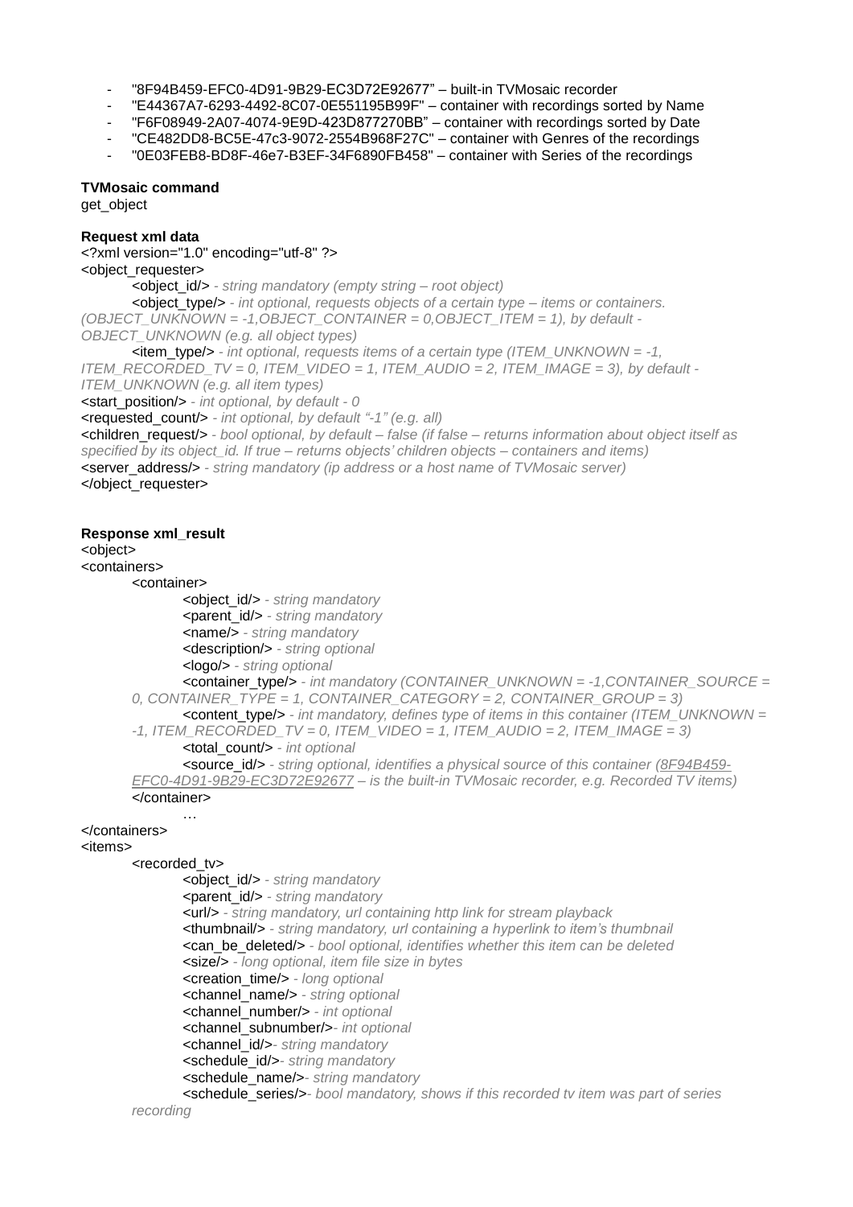- "8F94B459-EFC0-4D91-9B29-EC3D72E92677" – built-in TVMosaic recorder
- "E44367A7-6293-4492-8C07-0E551195B99F" – container with recordings sorted by Name
- "F6F08949-2A07-4074-9E9D-423D877270BB" – container with recordings sorted by Date
- "CE482DD8-BC5E-47c3-9072-2554B968F27C" – container with Genres of the recordings
- "0E03FEB8-BD8F-46e7-B3EF-34F6890FB458" – container with Series of the recordings

**TVMosaic command**

get_object

**Request xml data**

```
<?xml version="1.0" encoding="utf-8" ?>
<object_requester>
	<object_id/> - string mandatory (empty string – root object)
	<object_type/> - int optional, requests objects of a certain type – items or containers. (OBJECT_UNKNOWN = -1,OBJECT_CONTAINER = 0,OBJECT_ITEM = 1), by default - OBJECT_UNKNOWN (e.g. all object types)
	<item_type/> - int optional, requests items of a certain type (ITEM_UNKNOWN = -1, ITEM_RECORDED_TV = 0, ITEM_VIDEO = 1, ITEM_AUDIO = 2, ITEM_IMAGE = 3), by default - ITEM_UNKNOWN (e.g. all item types)
<start_position/> - int optional, by default - 0
<requested_count/> - int optional, by default "-1" (e.g. all)
<children_request/> - bool optional, by default – false (if false – returns information about object itself as specified by its object_id. If true – returns objects' children objects – containers and items)
<server_address/> - string mandatory (ip address or a host name of TVMosaic server)
</object_requester>
```

**Response xml_result**

```
<object>
<containers>
	<container>
		<object_id/> - string mandatory
		<parent_id/> - string mandatory
		<name/> - string mandatory
		<description/> - string optional
		<logo/> - string optional
		<container_type/> - int mandatory (CONTAINER_UNKNOWN = -1,CONTAINER_SOURCE = 0, CONTAINER_TYPE = 1, CONTAINER_CATEGORY = 2, CONTAINER_GROUP = 3)
		<content_type/> - int mandatory, defines type of items in this container (ITEM_UNKNOWN = -1, ITEM_RECORDED_TV = 0, ITEM_VIDEO = 1, ITEM_AUDIO = 2, ITEM_IMAGE = 3)
		<total_count/> - int optional
		<source_id/> - string optional, identifies a physical source of this container (8F94B459-EFC0-4D91-9B29-EC3D72E92677 – is the built-in TVMosaic recorder, e.g. Recorded TV items)
	</container>
		…
</containers>
<items>
	<recorded_tv>
		<object_id/> - string mandatory
		<parent_id/> - string mandatory
		<url/> - string mandatory, url containing http link for stream playback
		<thumbnail/> - string mandatory, url containing a hyperlink to item's thumbnail
		<can_be_deleted/> - bool optional, identifies whether this item can be deleted
		<size/> - long optional, item file size in bytes
		<creation_time/> - long optional
		<channel_name/> - string optional
		<channel_number/> - int optional
		<channel_subnumber/>- int optional
		<channel_id/>- string mandatory
		<schedule_id/>- string mandatory
		<schedule_name/>- string mandatory
		<schedule_series/>- bool mandatory, shows if this recorded tv item was part of series recording
```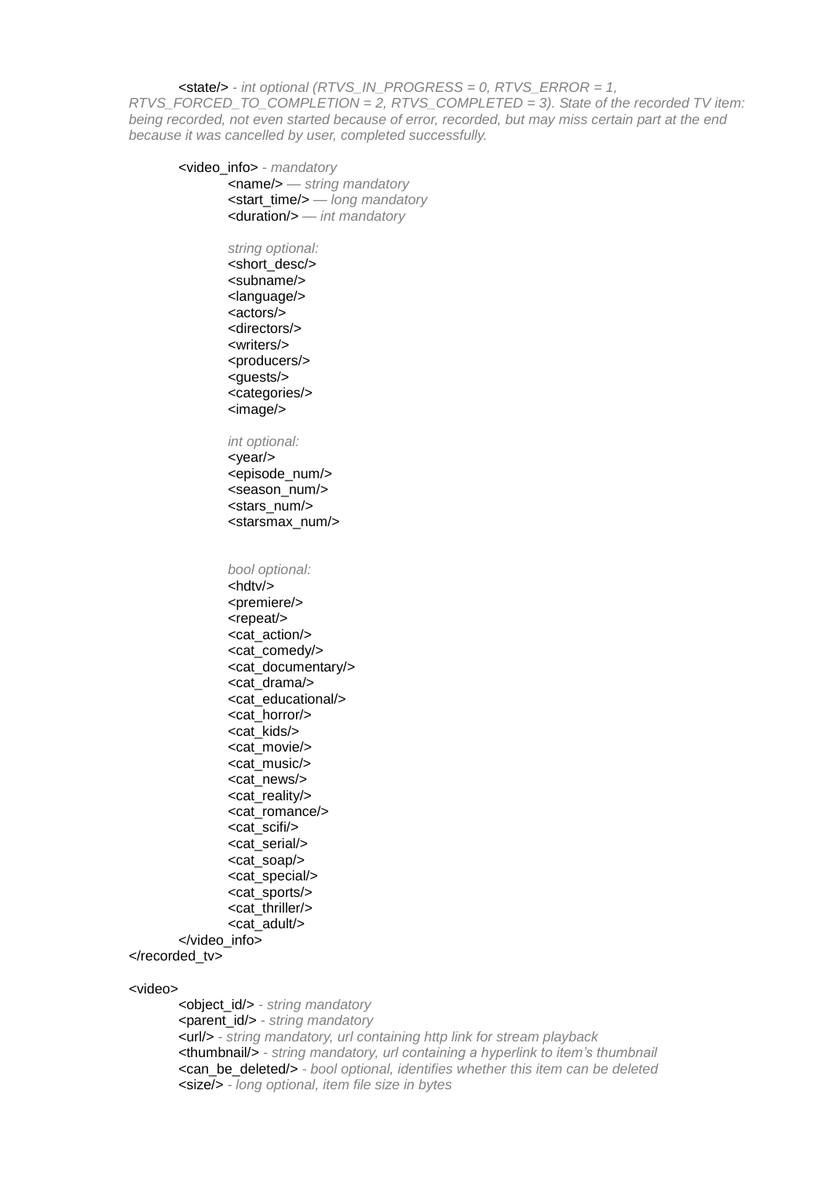&lt;state/&gt; *- int optional (RTVS_IN_PROGRESS = 0, RTVS_ERROR = 1, RTVS_FORCED_TO_COMPLETION = 2, RTVS_COMPLETED = 3). State of the recorded TV item: being recorded, not even started because of error, recorded, but may miss certain part at the end because it was cancelled by user, completed successfully.*

```
    <video_info> - mandatory
        <name/> — string mandatory
        <start_time/> — long mandatory
        <duration/> — int mandatory

        string optional:
        <short_desc/>
        <subname/>
        <language/>
        <actors/>
        <directors/>
        <writers/>
        <producers/>
        <guests/>
        <categories/>
        <image/>

        int optional:
        <year/>
        <episode_num/>
        <season_num/>
        <stars_num/>
        <starsmax_num/>


        bool optional:
        <hdtv/>
        <premiere/>
        <repeat/>
        <cat_action/>
        <cat_comedy/>
        <cat_documentary/>
        <cat_drama/>
        <cat_educational/>
        <cat_horror/>
        <cat_kids/>
        <cat_movie/>
        <cat_music/>
        <cat_news/>
        <cat_reality/>
        <cat_romance/>
        <cat_scifi/>
        <cat_serial/>
        <cat_soap/>
        <cat_special/>
        <cat_sports/>
        <cat_thriller/>
        <cat_adult/>
    </video_info>
</recorded_tv>

<video>
    <object_id/> - string mandatory
    <parent_id/> - string mandatory
    <url/> - string mandatory, url containing http link for stream playback
    <thumbnail/> - string mandatory, url containing a hyperlink to item's thumbnail
    <can_be_deleted/> - bool optional, identifies whether this item can be deleted
    <size/> - long optional, item file size in bytes
```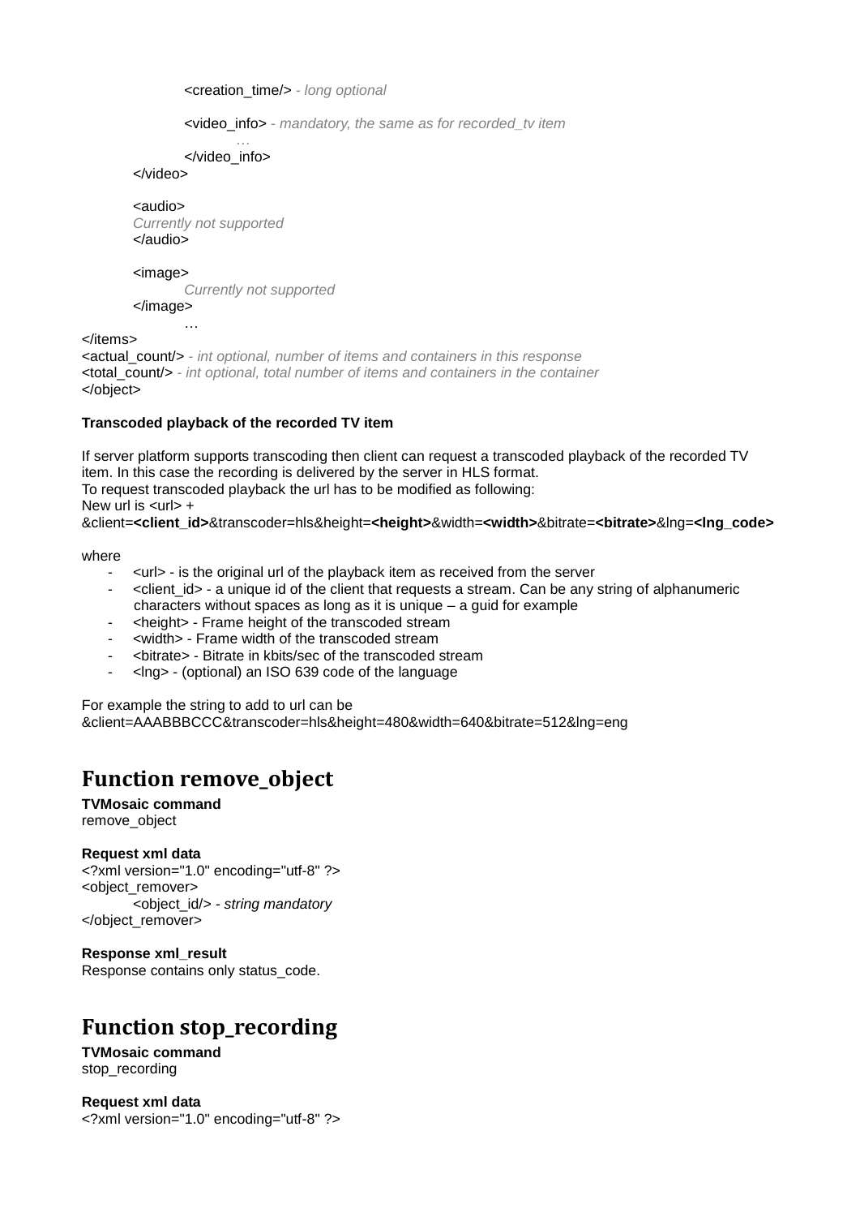```
        <creation_time/> - long optional

        <video_info> - mandatory, the same as for recorded_tv item
            …
        </video_info>
    </video>

    <audio>
    Currently not supported
    </audio>

    <image>
        Currently not supported
    </image>
        …
</items>
<actual_count/> - int optional, number of items and containers in this response
<total_count/> - int optional, total number of items and containers in the container
</object>
```

**Transcoded playback of the recorded TV item**

If server platform supports transcoding then client can request a transcoded playback of the recorded TV item. In this case the recording is delivered by the server in HLS format.
To request transcoded playback the url has to be modified as following:
New url is <url> +
&client=**<client_id>**&transcoder=hls&height=**<height>**&width=**<width>**&bitrate=**<bitrate>**&lng=**<lng_code>**

where

- <url> - is the original url of the playback item as received from the server
- <client_id> - a unique id of the client that requests a stream. Can be any string of alphanumeric characters without spaces as long as it is unique – a guid for example
- <height> - Frame height of the transcoded stream
- <width> - Frame width of the transcoded stream
- <bitrate> - Bitrate in kbits/sec of the transcoded stream
- <lng> - (optional) an ISO 639 code of the language

For example the string to add to url can be
&client=AAABBBCCC&transcoder=hls&height=480&width=640&bitrate=512&lng=eng

# Function remove_object

**TVMosaic command**
remove_object

**Request xml data**

```
<?xml version="1.0" encoding="utf-8" ?>
<object_remover>
    <object_id/> - string mandatory
</object_remover>
```

**Response xml_result**
Response contains only status_code.

# Function stop_recording

**TVMosaic command**
stop_recording

**Request xml data**

```
<?xml version="1.0" encoding="utf-8" ?>
```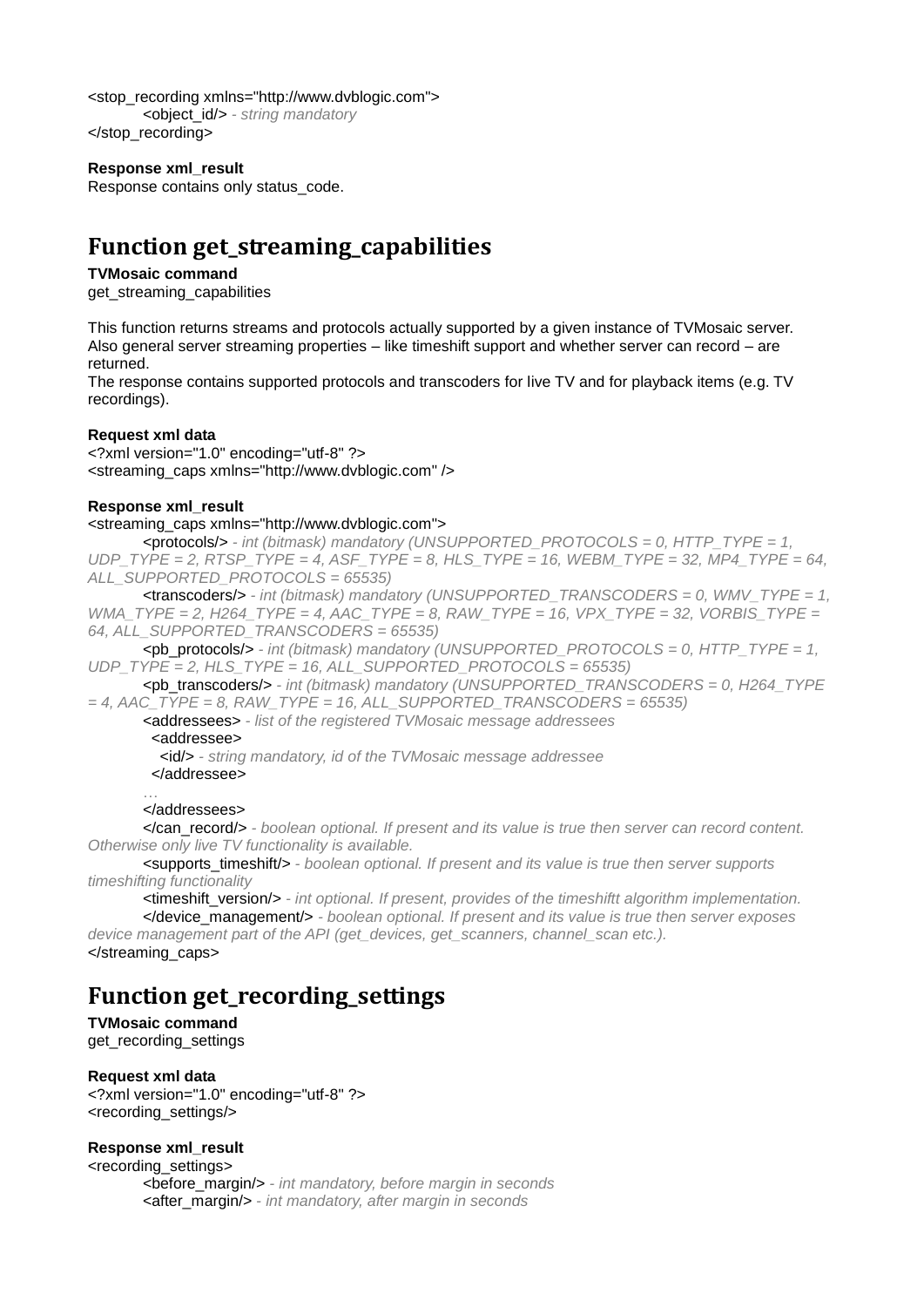<stop_recording xmlns="http://www.dvblogic.com">
    <object_id/> *- string mandatory*
</stop_recording>

**Response xml_result**
Response contains only status_code.

# Function get_streaming_capabilities

**TVMosaic command**
get_streaming_capabilities

This function returns streams and protocols actually supported by a given instance of TVMosaic server. Also general server streaming properties – like timeshift support and whether server can record – are returned.
The response contains supported protocols and transcoders for live TV and for playback items (e.g. TV recordings).

**Request xml data**
<?xml version="1.0" encoding="utf-8" ?>
<streaming_caps xmlns="http://www.dvblogic.com" />

**Response xml_result**
<streaming_caps xmlns="http://www.dvblogic.com">
    <protocols/> *- int (bitmask) mandatory (UNSUPPORTED_PROTOCOLS = 0, HTTP_TYPE = 1, UDP_TYPE = 2, RTSP_TYPE = 4, ASF_TYPE = 8, HLS_TYPE = 16, WEBM_TYPE = 32, MP4_TYPE = 64, ALL_SUPPORTED_PROTOCOLS = 65535)*
    <transcoders/> *- int (bitmask) mandatory (UNSUPPORTED_TRANSCODERS = 0, WMV_TYPE = 1, WMA_TYPE = 2, H264_TYPE = 4, AAC_TYPE = 8, RAW_TYPE = 16, VPX_TYPE = 32, VORBIS_TYPE = 64, ALL_SUPPORTED_TRANSCODERS = 65535)*
    <pb_protocols/> *- int (bitmask) mandatory (UNSUPPORTED_PROTOCOLS = 0, HTTP_TYPE = 1, UDP_TYPE = 2, HLS_TYPE = 16, ALL_SUPPORTED_PROTOCOLS = 65535)*
    <pb_transcoders/> *- int (bitmask) mandatory (UNSUPPORTED_TRANSCODERS = 0, H264_TYPE = 4, AAC_TYPE = 8, RAW_TYPE = 16, ALL_SUPPORTED_TRANSCODERS = 65535)*
    <addressees> *- list of the registered TVMosaic message addressees*
      <addressee>
        <id/> *- string mandatory, id of the TVMosaic message addressee*
      </addressee>
    *…*
    </addressees>
    </can_record/> *- boolean optional. If present and its value is true then server can record content. Otherwise only live TV functionality is available.*
    <supports_timeshift/> *- boolean optional. If present and its value is true then server supports timeshifting functionality*
    <timeshift_version/> *- int optional. If present, provides of the timeshiftt algorithm implementation.*
    </device_management/> *- boolean optional. If present and its value is true then server exposes device management part of the API (get_devices, get_scanners, channel_scan etc.).*
</streaming_caps>

# Function get_recording_settings

**TVMosaic command**
get_recording_settings

**Request xml data**
<?xml version="1.0" encoding="utf-8" ?>
<recording_settings/>

**Response xml_result**
<recording_settings>
    <before_margin/> *- int mandatory, before margin in seconds*
    <after_margin/> *- int mandatory, after margin in seconds*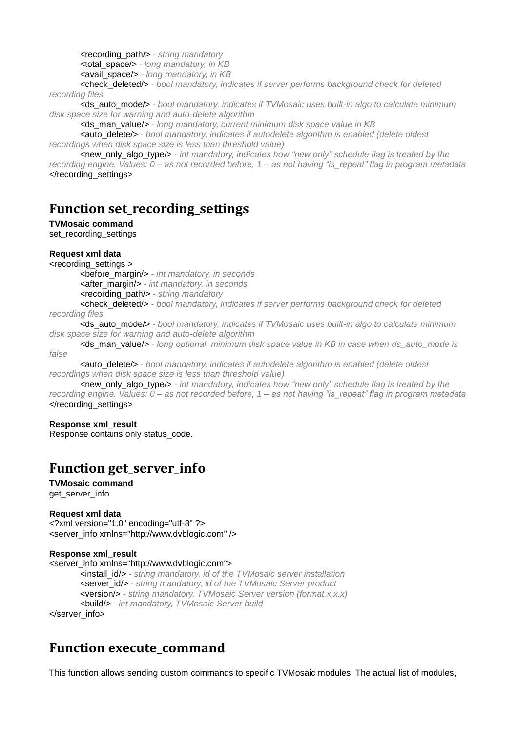<recording_path/> *- string mandatory*
<total_space/> *- long mandatory, in KB*
<avail_space/> *- long mandatory, in KB*
<check_deleted/> *- bool mandatory, indicates if server performs background check for deleted recording files*
<ds_auto_mode/> *- bool mandatory, indicates if TVMosaic uses built-in algo to calculate minimum disk space size for warning and auto-delete algorithm*
<ds_man_value/> *- long mandatory, current minimum disk space value in KB*
<auto_delete/> *- bool mandatory, indicates if autodelete algorithm is enabled (delete oldest recordings when disk space size is less than threshold value)*
<new_only_algo_type/> *- int mandatory, indicates how "new only" schedule flag is treated by the recording engine. Values: 0 – as not recorded before, 1 – as not having "is_repeat" flag in program metadata*
</recording_settings>

## Function set_recording_settings

**TVMosaic command**
set_recording_settings

**Request xml data**
<recording_settings >
<before_margin/> *- int mandatory, in seconds*
<after_margin/> *- int mandatory, in seconds*
<recording_path/> *- string mandatory*
<check_deleted/> *- bool mandatory, indicates if server performs background check for deleted recording files*
<ds_auto_mode/> *- bool mandatory, indicates if TVMosaic uses built-in algo to calculate minimum disk space size for warning and auto-delete algorithm*
<ds_man_value/> *- long optional, minimum disk space value in KB in case when ds_auto_mode is false*
<auto_delete/> *- bool mandatory, indicates if autodelete algorithm is enabled (delete oldest recordings when disk space size is less than threshold value)*
<new_only_algo_type/> *- int mandatory, indicates how "new only" schedule flag is treated by the recording engine. Values: 0 – as not recorded before, 1 – as not having "is_repeat" flag in program metadata*
</recording_settings>

**Response xml_result**
Response contains only status_code.

## Function get_server_info

**TVMosaic command**
get_server_info

**Request xml data**
<?xml version="1.0" encoding="utf-8" ?>
<server_info xmlns="http://www.dvblogic.com" />

**Response xml_result**
<server_info xmlns="http://www.dvblogic.com">
<install_id/> *- string mandatory, id of the TVMosaic server installation*
<server_id/> *- string mandatory, id of the TVMosaic Server product*
<version/> *- string mandatory, TVMosaic Server version (format x.x.x)*
<build/> *- int mandatory, TVMosaic Server build*
</server_info>

## Function execute_command

This function allows sending custom commands to specific TVMosaic modules. The actual list of modules,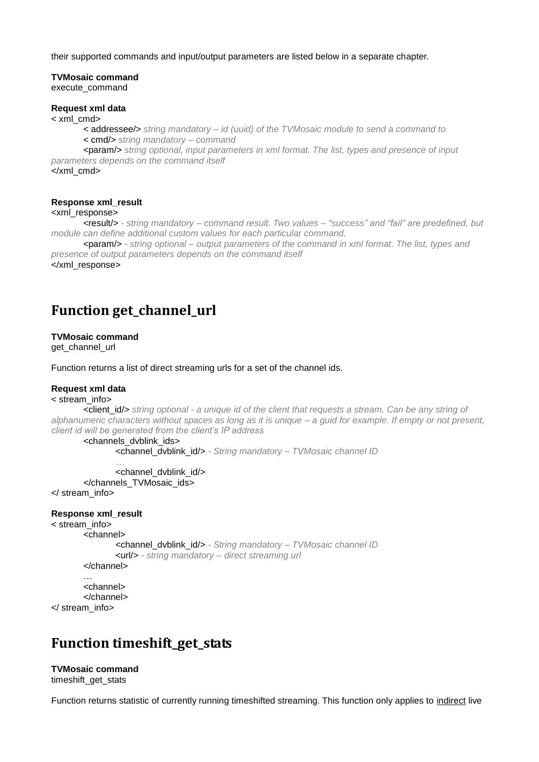their supported commands and input/output parameters are listed below in a separate chapter.

**TVMosaic command**
execute_command

**Request xml data**

< xml_cmd>
&nbsp;&nbsp;&nbsp;&nbsp;&nbsp;&nbsp;&nbsp;&nbsp;< addressee/> *string mandatory – id (uuid) of the TVMosaic module to send a command to*
&nbsp;&nbsp;&nbsp;&nbsp;&nbsp;&nbsp;&nbsp;&nbsp;< cmd/> *string mandatory – command*
&nbsp;&nbsp;&nbsp;&nbsp;&nbsp;&nbsp;&nbsp;&nbsp;<param/> *string optional, input parameters in xml format. The list, types and presence of input parameters depends on the command itself*
</xml_cmd>

**Response xml_result**

<xml_response>
&nbsp;&nbsp;&nbsp;&nbsp;&nbsp;&nbsp;&nbsp;&nbsp;<result/> *- string mandatory – command result. Two values – "success" and "fail" are predefined, but module can define additional custom values for each particular command.*
&nbsp;&nbsp;&nbsp;&nbsp;&nbsp;&nbsp;&nbsp;&nbsp;<param/> *- string optional – output parameters of the command in xml format. The list, types and presence of output parameters depends on the command itself*
</xml_response>

## Function get_channel_url

**TVMosaic command**
get_channel_url

Function returns a list of direct streaming urls for a set of the channel ids.

**Request xml data**

< stream_info>
&nbsp;&nbsp;&nbsp;&nbsp;&nbsp;&nbsp;&nbsp;&nbsp;<client_id/> *string optional - a unique id of the client that requests a stream. Can be any string of alphanumeric characters without spaces as long as it is unique – a guid for example. If empty or not present, client id will be generated from the client's IP address*
&nbsp;&nbsp;&nbsp;&nbsp;&nbsp;&nbsp;&nbsp;&nbsp;<channels_dvblink_ids>
&nbsp;&nbsp;&nbsp;&nbsp;&nbsp;&nbsp;&nbsp;&nbsp;&nbsp;&nbsp;&nbsp;&nbsp;&nbsp;&nbsp;&nbsp;&nbsp;<channel_dvblink_id/> *- String mandatory – TVMosaic channel ID*
&nbsp;&nbsp;&nbsp;&nbsp;&nbsp;&nbsp;&nbsp;&nbsp;&nbsp;&nbsp;&nbsp;&nbsp;&nbsp;&nbsp;&nbsp;&nbsp;*…*
&nbsp;&nbsp;&nbsp;&nbsp;&nbsp;&nbsp;&nbsp;&nbsp;&nbsp;&nbsp;&nbsp;&nbsp;&nbsp;&nbsp;&nbsp;&nbsp;<channel_dvblink_id/>
&nbsp;&nbsp;&nbsp;&nbsp;&nbsp;&nbsp;&nbsp;&nbsp;</channels_TVMosaic_ids>
</ stream_info>

**Response xml_result**

< stream_info>
&nbsp;&nbsp;&nbsp;&nbsp;&nbsp;&nbsp;&nbsp;&nbsp;<channel>
&nbsp;&nbsp;&nbsp;&nbsp;&nbsp;&nbsp;&nbsp;&nbsp;&nbsp;&nbsp;&nbsp;&nbsp;&nbsp;&nbsp;&nbsp;&nbsp;<channel_dvblink_id/> *- String mandatory – TVMosaic channel ID*
&nbsp;&nbsp;&nbsp;&nbsp;&nbsp;&nbsp;&nbsp;&nbsp;&nbsp;&nbsp;&nbsp;&nbsp;&nbsp;&nbsp;&nbsp;&nbsp;<url/> *- string mandatory – direct streaming url*
&nbsp;&nbsp;&nbsp;&nbsp;&nbsp;&nbsp;&nbsp;&nbsp;</channel>
&nbsp;&nbsp;&nbsp;&nbsp;&nbsp;&nbsp;&nbsp;&nbsp;…
&nbsp;&nbsp;&nbsp;&nbsp;&nbsp;&nbsp;&nbsp;&nbsp;<channel>
&nbsp;&nbsp;&nbsp;&nbsp;&nbsp;&nbsp;&nbsp;&nbsp;</channel>
</ stream_info>

## Function timeshift_get_stats

**TVMosaic command**
timeshift_get_stats

Function returns statistic of currently running timeshifted streaming. This function only applies to indirect live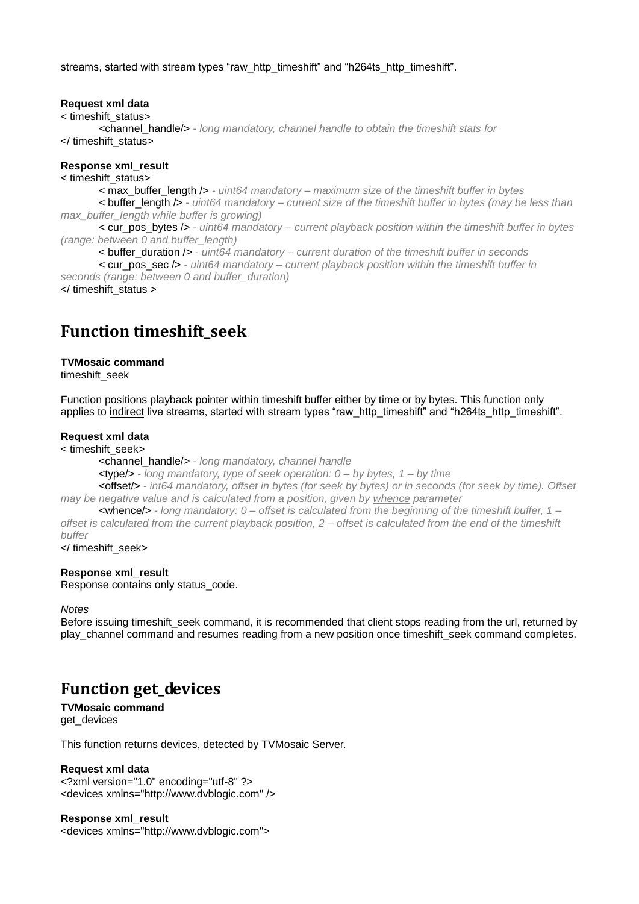streams, started with stream types “raw_http_timeshift” and “h264ts_http_timeshift”.

**Request xml data**

```
< timeshift_status>
        <channel_handle/> - long mandatory, channel handle to obtain the timeshift stats for
</ timeshift_status>
```

**Response xml_result**

```
< timeshift_status>
        < max_buffer_length /> - uint64 mandatory – maximum size of the timeshift buffer in bytes
        < buffer_length /> - uint64 mandatory – current size of the timeshift buffer in bytes (may be less than max_buffer_length while buffer is growing)
        < cur_pos_bytes /> - uint64 mandatory – current playback position within the timeshift buffer in bytes (range: between 0 and buffer_length)
        < buffer_duration /> - uint64 mandatory – current duration of the timeshift buffer in seconds
        < cur_pos_sec /> - uint64 mandatory – current playback position within the timeshift buffer in seconds (range: between 0 and buffer_duration)
</ timeshift_status >
```

# Function timeshift_seek

**TVMosaic command**

timeshift_seek

Function positions playback pointer within timeshift buffer either by time or by bytes. This function only applies to indirect live streams, started with stream types “raw_http_timeshift” and “h264ts_http_timeshift”.

**Request xml data**

```
< timeshift_seek>
        <channel_handle/> - long mandatory, channel handle
        <type/> - long mandatory, type of seek operation: 0 – by bytes, 1 – by time
        <offset/> - int64 mandatory, offset in bytes (for seek by bytes) or in seconds (for seek by time). Offset may be negative value and is calculated from a position, given by whence parameter
        <whence/> - long mandatory: 0 – offset is calculated from the beginning of the timeshift buffer, 1 – offset is calculated from the current playback position, 2 – offset is calculated from the end of the timeshift buffer
</ timeshift_seek>
```

**Response xml_result**

Response contains only status_code.

*Notes*

Before issuing timeshift_seek command, it is recommended that client stops reading from the url, returned by play_channel command and resumes reading from a new position once timeshift_seek command completes.

# Function get_devices

**TVMosaic command**

get_devices

This function returns devices, detected by TVMosaic Server.

**Request xml data**

```
<?xml version="1.0" encoding="utf-8" ?>
<devices xmlns="http://www.dvblogic.com" />
```

**Response xml_result**

```
<devices xmlns="http://www.dvblogic.com">
```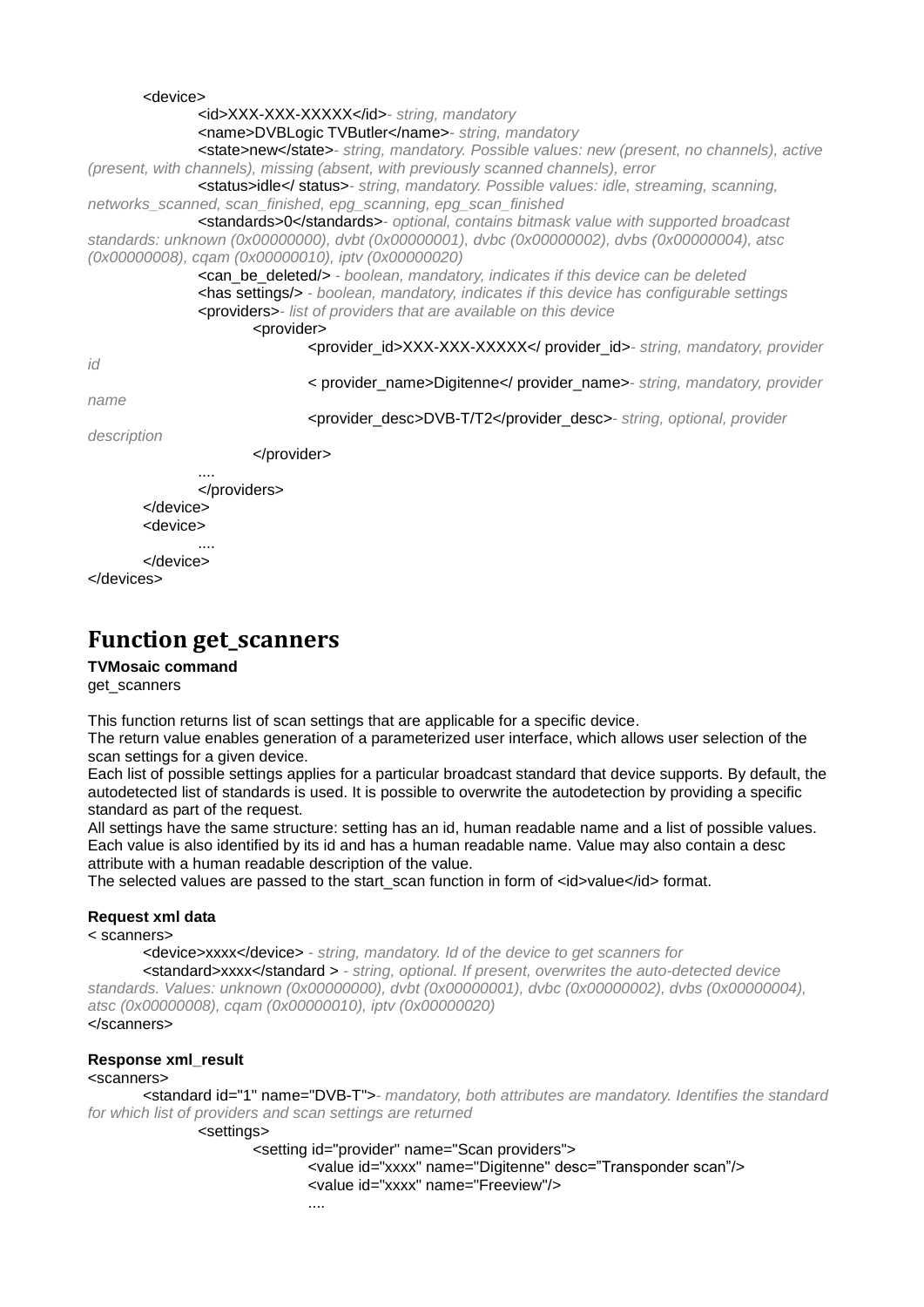```
        <device>
                <id>XXX-XXX-XXXXX</id>- string, mandatory
                <name>DVBLogic TVButler</name>- string, mandatory
                <state>new</state>- string, mandatory. Possible values: new (present, no channels), active (present, with channels), missing (absent, with previously scanned channels), error
                <status>idle</ status>- string, mandatory. Possible values: idle, streaming, scanning, networks_scanned, scan_finished, epg_scanning, epg_scan_finished
                <standards>0</standards>- optional, contains bitmask value with supported broadcast standards: unknown (0x00000000), dvbt (0x00000001), dvbc (0x00000002), dvbs (0x00000004), atsc (0x00000008), cqam (0x00000010), iptv (0x00000020)
                <can_be_deleted/> - boolean, mandatory, indicates if this device can be deleted
                <has settings/> - boolean, mandatory, indicates if this device has configurable settings
                <providers>- list of providers that are available on this device
                        <provider>
                                <provider_id>XXX-XXX-XXXXX</ provider_id>- string, mandatory, provider id
                                < provider_name>Digitenne</ provider_name>- string, mandatory, provider name
                                <provider_desc>DVB-T/T2</provider_desc>- string, optional, provider description
                        </provider>
                ....
                </providers>
        </device>
        <device>
                ....
        </device>
</devices>
```

## Function get_scanners

**TVMosaic command**

get_scanners

This function returns list of scan settings that are applicable for a specific device.
The return value enables generation of a parameterized user interface, which allows user selection of the scan settings for a given device.
Each list of possible settings applies for a particular broadcast standard that device supports. By default, the autodetected list of standards is used. It is possible to overwrite the autodetection by providing a specific standard as part of the request.
All settings have the same structure: setting has an id, human readable name and a list of possible values. Each value is also identified by its id and has a human readable name. Value may also contain a desc attribute with a human readable description of the value.
The selected values are passed to the start_scan function in form of <id>value</id> format.

**Request xml data**

```
< scanners>
        <device>xxxx</device> - string, mandatory. Id of the device to get scanners for
        <standard>xxxx</standard > - string, optional. If present, overwrites the auto-detected device standards. Values: unknown (0x00000000), dvbt (0x00000001), dvbc (0x00000002), dvbs (0x00000004), atsc (0x00000008), cqam (0x00000010), iptv (0x00000020)
</scanners>
```

**Response xml_result**

```
<scanners>
        <standard id="1" name="DVB-T">- mandatory, both attributes are mandatory. Identifies the standard for which list of providers and scan settings are returned
                <settings>
                        <setting id="provider" name="Scan providers">
                                <value id="xxxx" name="Digitenne" desc="Transponder scan"/>
                                <value id="xxxx" name="Freeview"/>
                                ....
```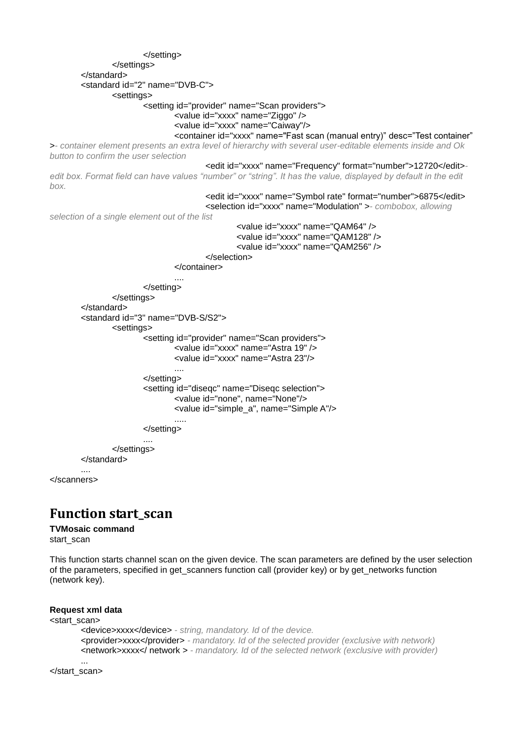```
                </setting>
            </settings>
        </standard>
        <standard id="2" name="DVB-C">
            <settings>
                <setting id="provider" name="Scan providers">
                    <value id="xxxx" name="Ziggo" />
                    <value id="xxxx" name="Caiway"/>
                    <container id="xxxx" name="Fast scan (manual entry)" desc="Test container"
>- container element presents an extra level of hierarchy with several user-editable elements inside and Ok
button to confirm the user selection
                        <edit id="xxxx" name="Frequency" format="number">12720</edit>-
edit box. Format field can have values "number" or "string". It has the value, displayed by default in the edit
box.
                        <edit id="xxxx" name="Symbol rate" format="number">6875</edit>
                        <selection id="xxxx" name="Modulation" >- combobox, allowing
selection of a single element out of the list
                            <value id="xxxx" name="QAM64" />
                            <value id="xxxx" name="QAM128" />
                            <value id="xxxx" name="QAM256" />
                        </selection>
                    </container>
                    ....
                </setting>
            </settings>
        </standard>
        <standard id="3" name="DVB-S/S2">
            <settings>
                <setting id="provider" name="Scan providers">
                    <value id="xxxx" name="Astra 19" />
                    <value id="xxxx" name="Astra 23"/>
                    ....
                </setting>
                <setting id="diseqc" name="Diseqc selection">
                    <value id="none", name="None"/>
                    <value id="simple_a", name="Simple A"/>
                    .....
                </setting>
                ....
            </settings>
        </standard>
        ....
</scanners>
```

## Function start_scan

**TVMosaic command**

start_scan

This function starts channel scan on the given device. The scan parameters are defined by the user selection of the parameters, specified in get_scanners function call (provider key) or by get_networks function (network key).

**Request xml data**

```
<start_scan>
    <device>xxxx</device> - string, mandatory. Id of the device.
    <provider>xxxx</provider> - mandatory. Id of the selected provider (exclusive with network)
    <network>xxxx</ network > - mandatory. Id of the selected network (exclusive with provider)
    ...
</start_scan>
```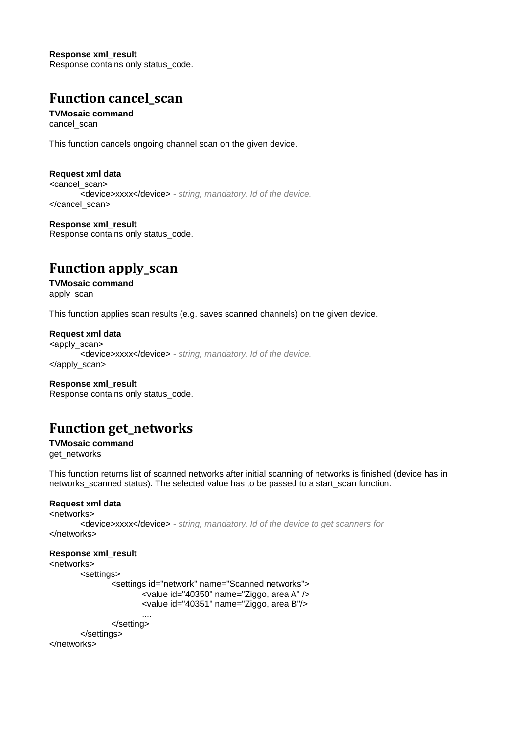**Response xml_result**
Response contains only status_code.

## Function cancel_scan

**TVMosaic command**
cancel_scan

This function cancels ongoing channel scan on the given device.

**Request xml data**

```
<cancel_scan>
    <device>xxxx</device> - string, mandatory. Id of the device.
</cancel_scan>
```

**Response xml_result**
Response contains only status_code.

## Function apply_scan

**TVMosaic command**
apply_scan

This function applies scan results (e.g. saves scanned channels) on the given device.

**Request xml data**

```
<apply_scan>
    <device>xxxx</device> - string, mandatory. Id of the device.
</apply_scan>
```

**Response xml_result**
Response contains only status_code.

## Function get_networks

**TVMosaic command**
get_networks

This function returns list of scanned networks after initial scanning of networks is finished (device has in networks_scanned status). The selected value has to be passed to a start_scan function.

**Request xml data**

```
<networks>
    <device>xxxx</device> - string, mandatory. Id of the device to get scanners for
</networks>
```

**Response xml_result**

```
<networks>
    <settings>
        <settings id="network" name="Scanned networks">
            <value id="40350" name="Ziggo, area A" />
            <value id="40351" name="Ziggo, area B"/>
            ....
        </setting>
    </settings>
</networks>
```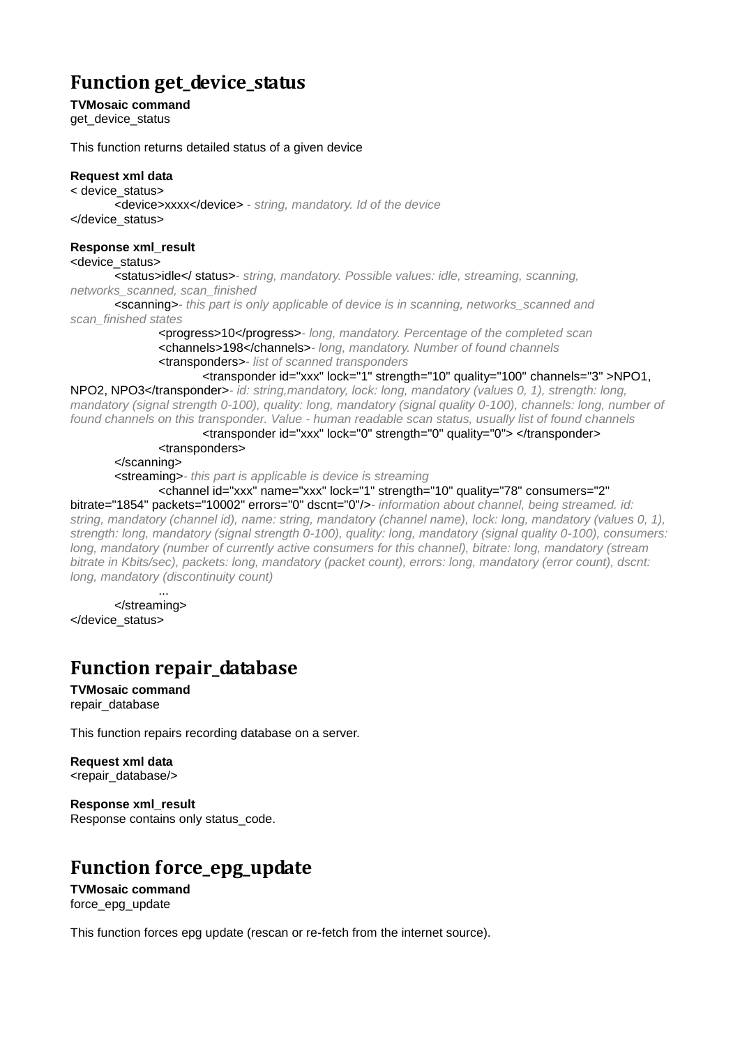## Function get_device_status

**TVMosaic command**
get_device_status

This function returns detailed status of a given device

**Request xml data**
< device_status>
    <device>xxxx</device> *- string, mandatory. Id of the device*
</device_status>

**Response xml_result**
<device_status>
    <status>idle</ status>*- string, mandatory. Possible values: idle, streaming, scanning, networks_scanned, scan_finished*
    <scanning>*- this part is only applicable of device is in scanning, networks_scanned and scan_finished states*
        <progress>10</progress>*- long, mandatory. Percentage of the completed scan*
        <channels>198</channels>*- long, mandatory. Number of found channels*
        <transponders>*- list of scanned transponders*
            <transponder id="xxx" lock="1" strength="10" quality="100" channels="3" >NPO1, NPO2, NPO3</transponder>*- id: string,mandatory, lock: long, mandatory (values 0, 1), strength: long, mandatory (signal strength 0-100), quality: long, mandatory (signal quality 0-100), channels: long, number of found channels on this transponder. Value - human readable scan status, usually list of found channels*
            <transponder id="xxx" lock="0" strength="0" quality="0"> </transponder>
        <transponders>
    </scanning>
    <streaming>*- this part is applicable is device is streaming*
        <channel id="xxx" name="xxx" lock="1" strength="10" quality="78" consumers="2" bitrate="1854" packets="10002" errors="0" dscnt="0"/>*- information about channel, being streamed. id: string, mandatory (channel id), name: string, mandatory (channel name), lock: long, mandatory (values 0, 1), strength: long, mandatory (signal strength 0-100), quality: long, mandatory (signal quality 0-100), consumers: long, mandatory (number of currently active consumers for this channel), bitrate: long, mandatory (stream bitrate in Kbits/sec), packets: long, mandatory (packet count), errors: long, mandatory (error count), dscnt: long, mandatory (discontinuity count)*
        ...
    </streaming>
</device_status>

## Function repair_database

**TVMosaic command**
repair_database

This function repairs recording database on a server.

**Request xml data**
<repair_database/>

**Response xml_result**
Response contains only status_code.

## Function force_epg_update

**TVMosaic command**
force_epg_update

This function forces epg update (rescan or re-fetch from the internet source).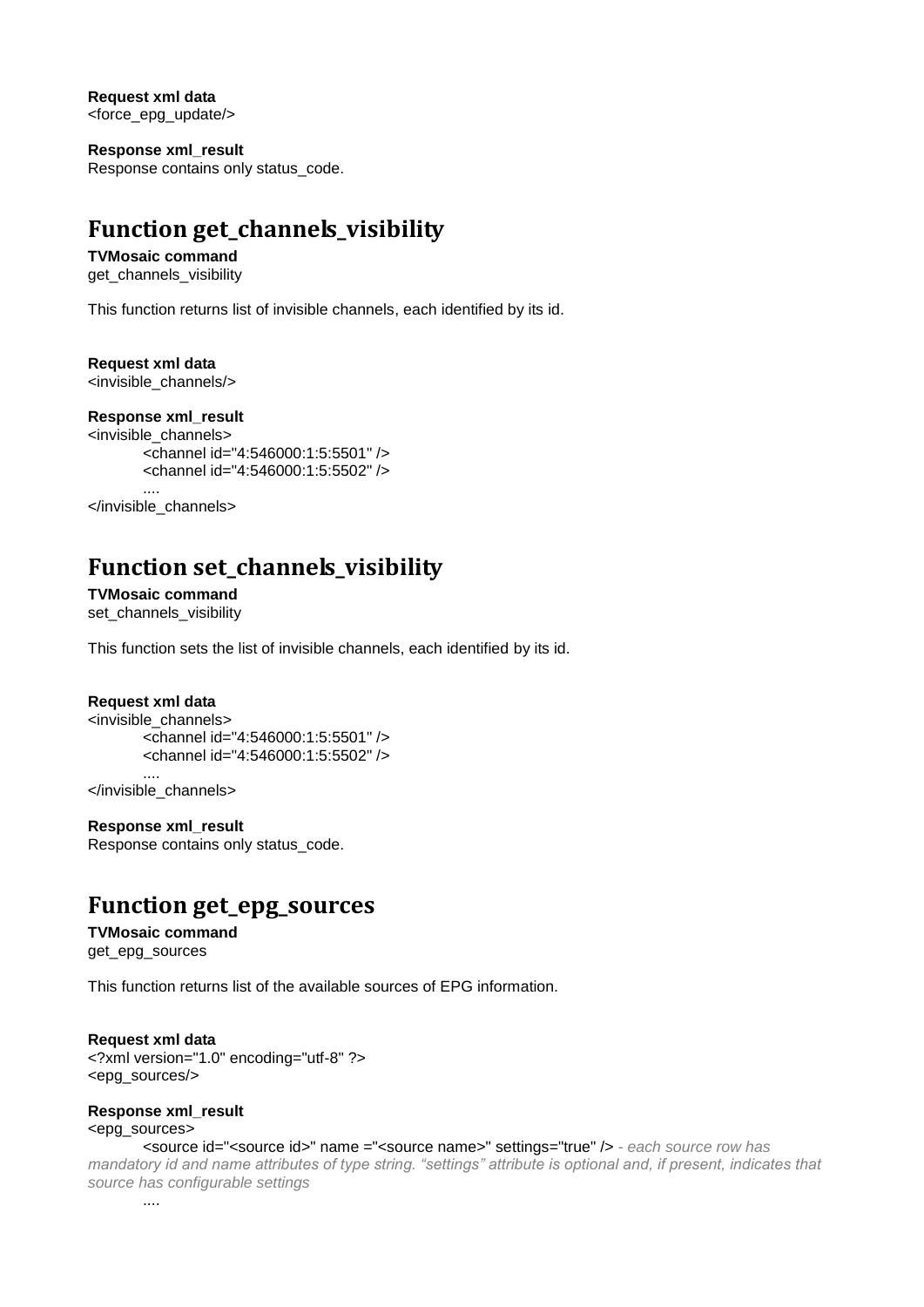**Request xml data**
<force_epg_update/>

**Response xml_result**
Response contains only status_code.

## Function get_channels_visibility

**TVMosaic command**
get_channels_visibility

This function returns list of invisible channels, each identified by its id.

**Request xml data**
<invisible_channels/>

**Response xml_result**

```
<invisible_channels>
	<channel id="4:546000:1:5:5501" />
	<channel id="4:546000:1:5:5502" />
	....
</invisible_channels>
```

## Function set_channels_visibility

**TVMosaic command**
set_channels_visibility

This function sets the list of invisible channels, each identified by its id.

**Request xml data**

```
<invisible_channels>
	<channel id="4:546000:1:5:5501" />
	<channel id="4:546000:1:5:5502" />
	....
</invisible_channels>
```

**Response xml_result**
Response contains only status_code.

## Function get_epg_sources

**TVMosaic command**
get_epg_sources

This function returns list of the available sources of EPG information.

**Request xml data**

```
<?xml version="1.0" encoding="utf-8" ?>
<epg_sources/>
```

**Response xml_result**
<epg_sources>
	<source id="<source id>" name ="<source name>" settings="true" /> *- each source row has mandatory id and name attributes of type string. "settings" attribute is optional and, if present, indicates that source has configurable settings*
	....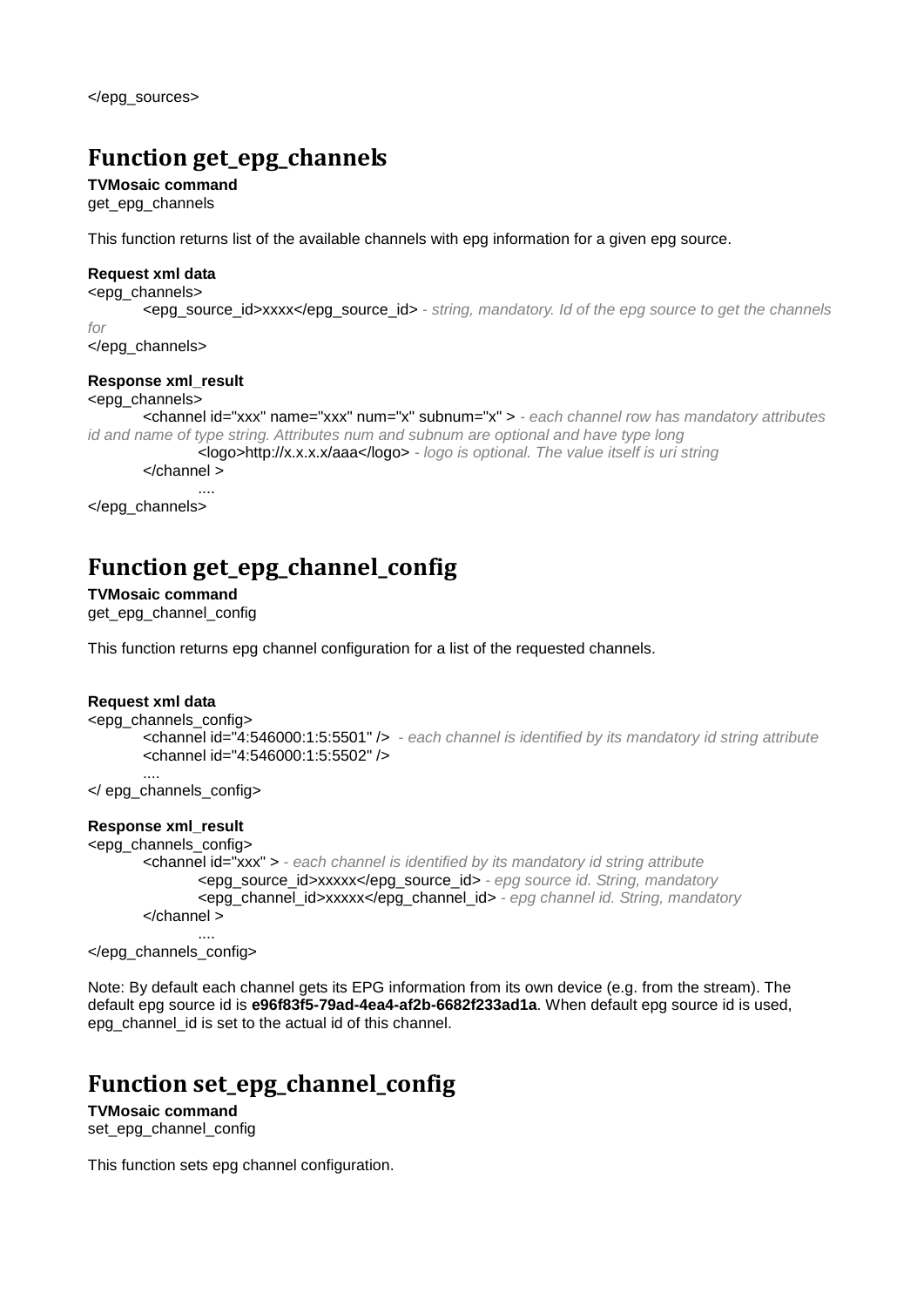</epg_sources>

## Function get_epg_channels

**TVMosaic command**
get_epg_channels

This function returns list of the available channels with epg information for a given epg source.

**Request xml data**

```
<epg_channels>
	<epg_source_id>xxxx</epg_source_id> - string, mandatory. Id of the epg source to get the channels for
</epg_channels>
```

**Response xml_result**

```
<epg_channels>
	<channel id="xxx" name="xxx" num="x" subnum="x" > - each channel row has mandatory attributes id and name of type string. Attributes num and subnum are optional and have type long
		<logo>http://x.x.x.x/aaa</logo> - logo is optional. The value itself is uri string
	</channel >
		....
</epg_channels>
```

## Function get_epg_channel_config

**TVMosaic command**
get_epg_channel_config

This function returns epg channel configuration for a list of the requested channels.

**Request xml data**

```
<epg_channels_config>
	<channel id="4:546000:1:5:5501" />  - each channel is identified by its mandatory id string attribute
	<channel id="4:546000:1:5:5502" />
	....
</ epg_channels_config>
```

**Response xml_result**

```
<epg_channels_config>
	<channel id="xxx" > - each channel is identified by its mandatory id string attribute
		<epg_source_id>xxxxx</epg_source_id> - epg source id. String, mandatory
		<epg_channel_id>xxxxx</epg_channel_id> - epg channel id. String, mandatory
	</channel >
		....
</epg_channels_config>
```

Note: By default each channel gets its EPG information from its own device (e.g. from the stream). The default epg source id is **e96f83f5-79ad-4ea4-af2b-6682f233ad1a**. When default epg source id is used, epg_channel_id is set to the actual id of this channel.

## Function set_epg_channel_config

**TVMosaic command**
set_epg_channel_config

This function sets epg channel configuration.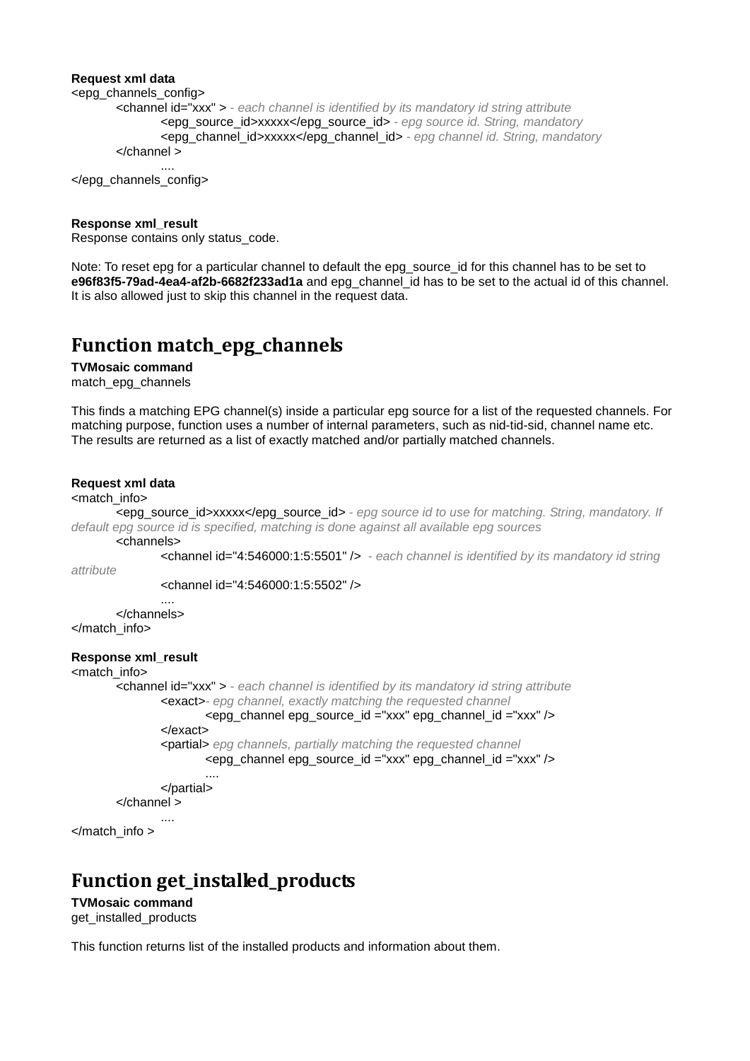**Request xml data**

```
<epg_channels_config>
        <channel id="xxx" > - each channel is identified by its mandatory id string attribute
                <epg_source_id>xxxxx</epg_source_id> - epg source id. String, mandatory
                <epg_channel_id>xxxxx</epg_channel_id> - epg channel id. String, mandatory
        </channel >
                ....
</epg_channels_config>
```

**Response xml_result**

Response contains only status_code.

Note: To reset epg for a particular channel to default the epg_source_id for this channel has to be set to **e96f83f5-79ad-4ea4-af2b-6682f233ad1a** and epg_channel_id has to be set to the actual id of this channel. It is also allowed just to skip this channel in the request data.

## Function match_epg_channels

**TVMosaic command**

match_epg_channels

This finds a matching EPG channel(s) inside a particular epg source for a list of the requested channels. For matching purpose, function uses a number of internal parameters, such as nid-tid-sid, channel name etc. The results are returned as a list of exactly matched and/or partially matched channels.

**Request xml data**

```
<match_info>
        <epg_source_id>xxxxx</epg_source_id> - epg source id to use for matching. String, mandatory. If default epg source id is specified, matching is done against all available epg sources
        <channels>
                <channel id="4:546000:1:5:5501" />  - each channel is identified by its mandatory id string attribute
                <channel id="4:546000:1:5:5502" />
                ....
        </channels>
</match_info>
```

**Response xml_result**

```
<match_info>
        <channel id="xxx" > - each channel is identified by its mandatory id string attribute
                <exact>- epg channel, exactly matching the requested channel
                        <epg_channel epg_source_id ="xxx" epg_channel_id ="xxx" />
                </exact>
                <partial> epg channels, partially matching the requested channel
                        <epg_channel epg_source_id ="xxx" epg_channel_id ="xxx" />
                        ....
                </partial>
        </channel >
                ....
</match_info >
```

## Function get_installed_products

**TVMosaic command**

get_installed_products

This function returns list of the installed products and information about them.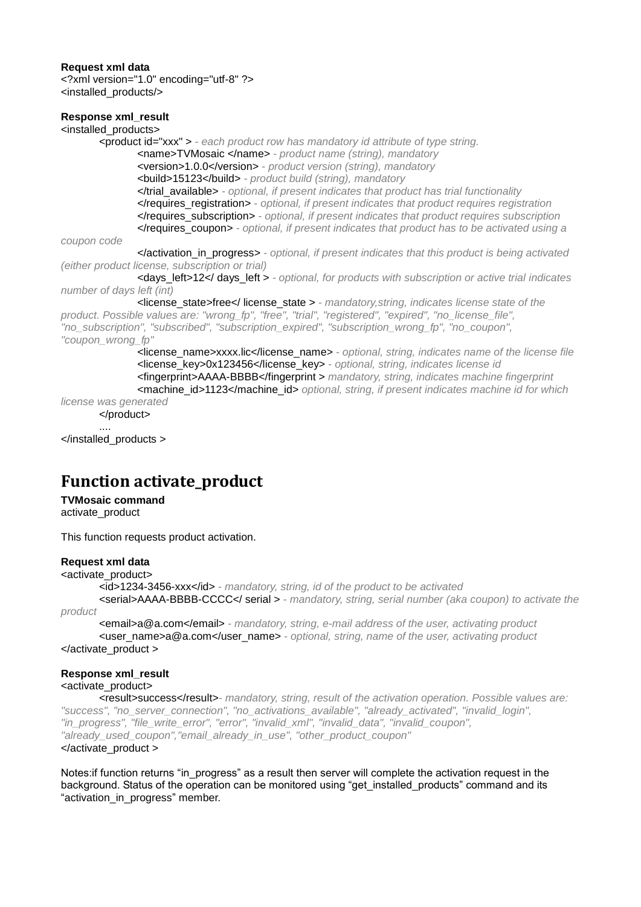**Request xml data**

```
<?xml version="1.0" encoding="utf-8" ?>
<installed_products/>
```

**Response xml_result**

```
<installed_products>
	<product id="xxx" > - each product row has mandatory id attribute of type string.
		<name>TVMosaic </name> - product name (string), mandatory
		<version>1.0.0</version> - product version (string), mandatory
		<build>15123</build> - product build (string), mandatory
		</trial_available> - optional, if present indicates that product has trial functionality
		</requires_registration> - optional, if present indicates that product requires registration
		</requires_subscription> - optional, if present indicates that product requires subscription
		</requires_coupon> - optional, if present indicates that product has to be activated using a coupon code
		</activation_in_progress> - optional, if present indicates that this product is being activated (either product license, subscription or trial)
		<days_left>12</ days_left > - optional, for products with subscription or active trial indicates number of days left (int)
		<license_state>free</ license_state > - mandatory,string, indicates license state of the product. Possible values are: "wrong_fp", "free", "trial", "registered", "expired", "no_license_file", "no_subscription", "subscribed", "subscription_expired", "subscription_wrong_fp", "no_coupon", "coupon_wrong_fp"
		<license_name>xxxx.lic</license_name> - optional, string, indicates name of the license file
		<license_key>0x123456</license_key> - optional, string, indicates license id
		<fingerprint>AAAA-BBBB</fingerprint > mandatory, string, indicates machine fingerprint
		<machine_id>1123</machine_id> optional, string, if present indicates machine id for which license was generated
	</product>
	....
</installed_products >
```

# Function activate_product

**TVMosaic command**

activate_product

This function requests product activation.

**Request xml data**

```
<activate_product>
	<id>1234-3456-xxx</id> - mandatory, string, id of the product to be activated
	<serial>AAAA-BBBB-CCCC</ serial > - mandatory, string, serial number (aka coupon) to activate the product
	<email>a@a.com</email> - mandatory, string, e-mail address of the user, activating product
	<user_name>a@a.com</user_name> - optional, string, name of the user, activating product
</activate_product >
```

**Response xml_result**

```
<activate_product>
	<result>success</result>- mandatory, string, result of the activation operation. Possible values are: "success", "no_server_connection", "no_activations_available", "already_activated", "invalid_login", "in_progress", "file_write_error", "error", "invalid_xml", "invalid_data", "invalid_coupon", "already_used_coupon","email_already_in_use", "other_product_coupon"
</activate_product >
```

Notes:if function returns "in_progress" as a result then server will complete the activation request in the background. Status of the operation can be monitored using "get_installed_products" command and its "activation_in_progress" member.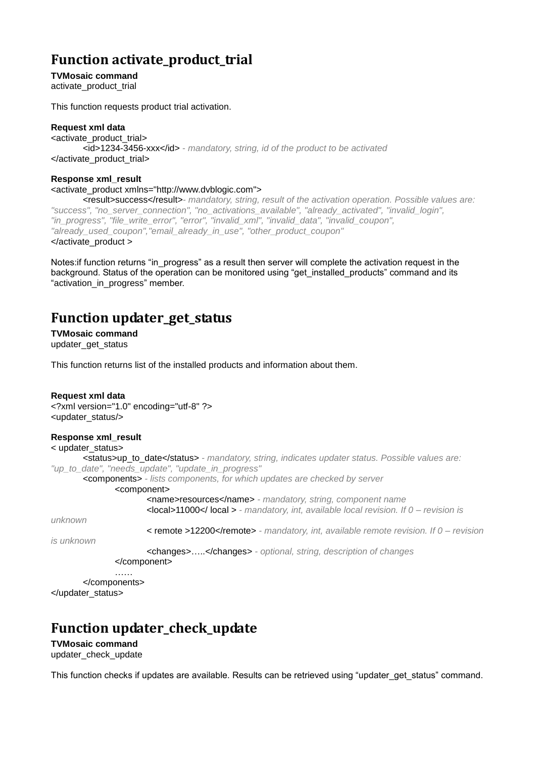## Function activate_product_trial

**TVMosaic command**
activate_product_trial

This function requests product trial activation.

**Request xml data**

```
<activate_product_trial>
        <id>1234-3456-xxx</id> - mandatory, string, id of the product to be activated
</activate_product_trial>
```

**Response xml_result**

```
<activate_product xmlns="http://www.dvblogic.com">
        <result>success</result>- mandatory, string, result of the activation operation. Possible values are:
"success", "no_server_connection", "no_activations_available", "already_activated", "invalid_login",
"in_progress", "file_write_error", "error", "invalid_xml", "invalid_data", "invalid_coupon",
"already_used_coupon","email_already_in_use", "other_product_coupon"
</activate_product >
```

Notes:if function returns “in_progress” as a result then server will complete the activation request in the background. Status of the operation can be monitored using “get_installed_products” command and its “activation_in_progress” member.

## Function updater_get_status

**TVMosaic command**
updater_get_status

This function returns list of the installed products and information about them.

**Request xml data**

```
<?xml version="1.0" encoding="utf-8" ?>
<updater_status/>
```

**Response xml_result**

```
< updater_status>
        <status>up_to_date</status> - mandatory, string, indicates updater status. Possible values are:
"up_to_date", "needs_update", "update_in_progress"
        <components> - lists components, for which updates are checked by server
                <component>
                        <name>resources</name> - mandatory, string, component name
                        <local>11000</ local > - mandatory, int, available local revision. If 0 – revision is
unknown
                        < remote >12200</remote> - mandatory, int, available remote revision. If 0 – revision
is unknown
                        <changes>…..</changes> - optional, string, description of changes
                </component>
                ……
        </components>
</updater_status>
```

## Function updater_check_update

**TVMosaic command**
updater_check_update

This function checks if updates are available. Results can be retrieved using “updater_get_status” command.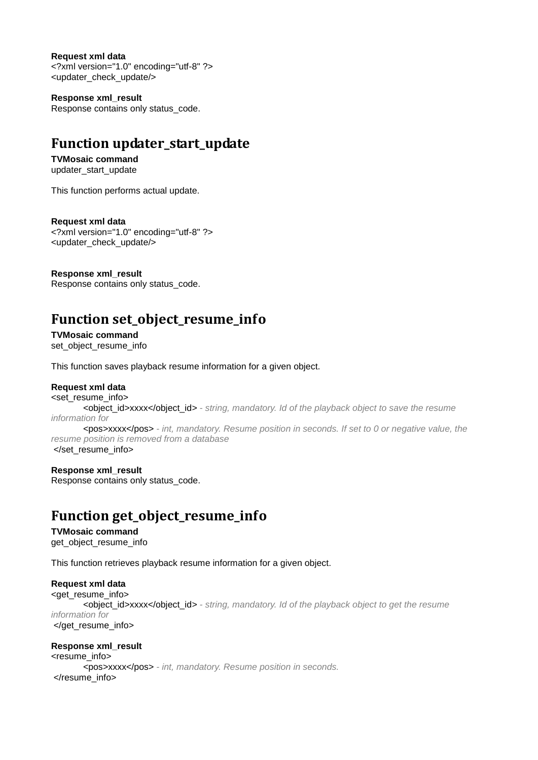**Request xml data**
<?xml version="1.0" encoding="utf-8" ?>
<updater_check_update/>

**Response xml_result**
Response contains only status_code.

## Function updater_start_update

**TVMosaic command**
updater_start_update

This function performs actual update.

**Request xml data**
<?xml version="1.0" encoding="utf-8" ?>
<updater_check_update/>

**Response xml_result**
Response contains only status_code.

## Function set_object_resume_info

**TVMosaic command**
set_object_resume_info

This function saves playback resume information for a given object.

**Request xml data**
<set_resume_info>
    <object_id>xxxx</object_id> *- string, mandatory. Id of the playback object to save the resume information for*
    <pos>xxxx</pos> *- int, mandatory. Resume position in seconds. If set to 0 or negative value, the resume position is removed from a database*
</set_resume_info>

**Response xml_result**
Response contains only status_code.

## Function get_object_resume_info

**TVMosaic command**
get_object_resume_info

This function retrieves playback resume information for a given object.

**Request xml data**
<get_resume_info>
    <object_id>xxxx</object_id> *- string, mandatory. Id of the playback object to get the resume information for*
</get_resume_info>

**Response xml_result**
<resume_info>
    <pos>xxxx</pos> *- int, mandatory. Resume position in seconds.*
</resume_info>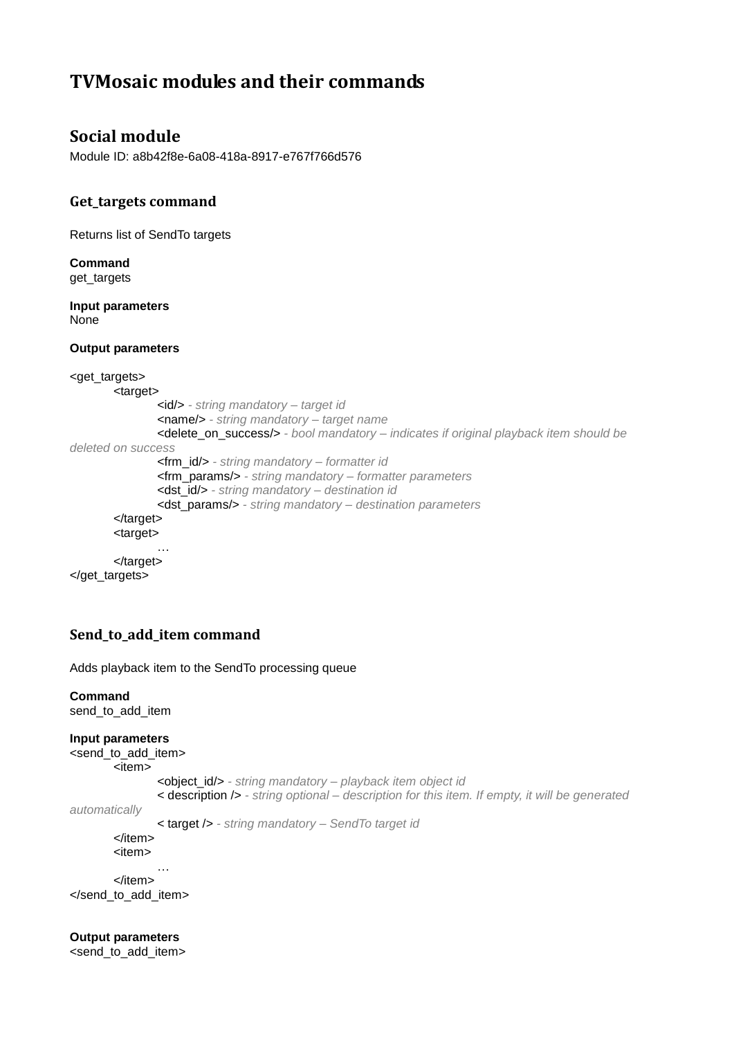# TVMosaic modules and their commands

## Social module

Module ID: a8b42f8e-6a08-418a-8917-e767f766d576

### Get_targets command

Returns list of SendTo targets

**Command**
get_targets

**Input parameters**
None

**Output parameters**

```
<get_targets>
	<target>
		<id/> - string mandatory – target id
		<name/> - string mandatory – target name
		<delete_on_success/> - bool mandatory – indicates if original playback item should be deleted on success
		<frm_id/> - string mandatory – formatter id
		<frm_params/> - string mandatory – formatter parameters
		<dst_id/> - string mandatory – destination id
		<dst_params/> - string mandatory – destination parameters
	</target>
	<target>
		…
	</target>
</get_targets>
```

### Send_to_add_item command

Adds playback item to the SendTo processing queue

**Command**
send_to_add_item

**Input parameters**

```
<send_to_add_item>
	<item>
		<object_id/> - string mandatory – playback item object id
		< description /> - string optional – description for this item. If empty, it will be generated automatically
		< target /> - string mandatory – SendTo target id
	</item>
	<item>
		…
	</item>
</send_to_add_item>
```

**Output parameters**

```
<send_to_add_item>
```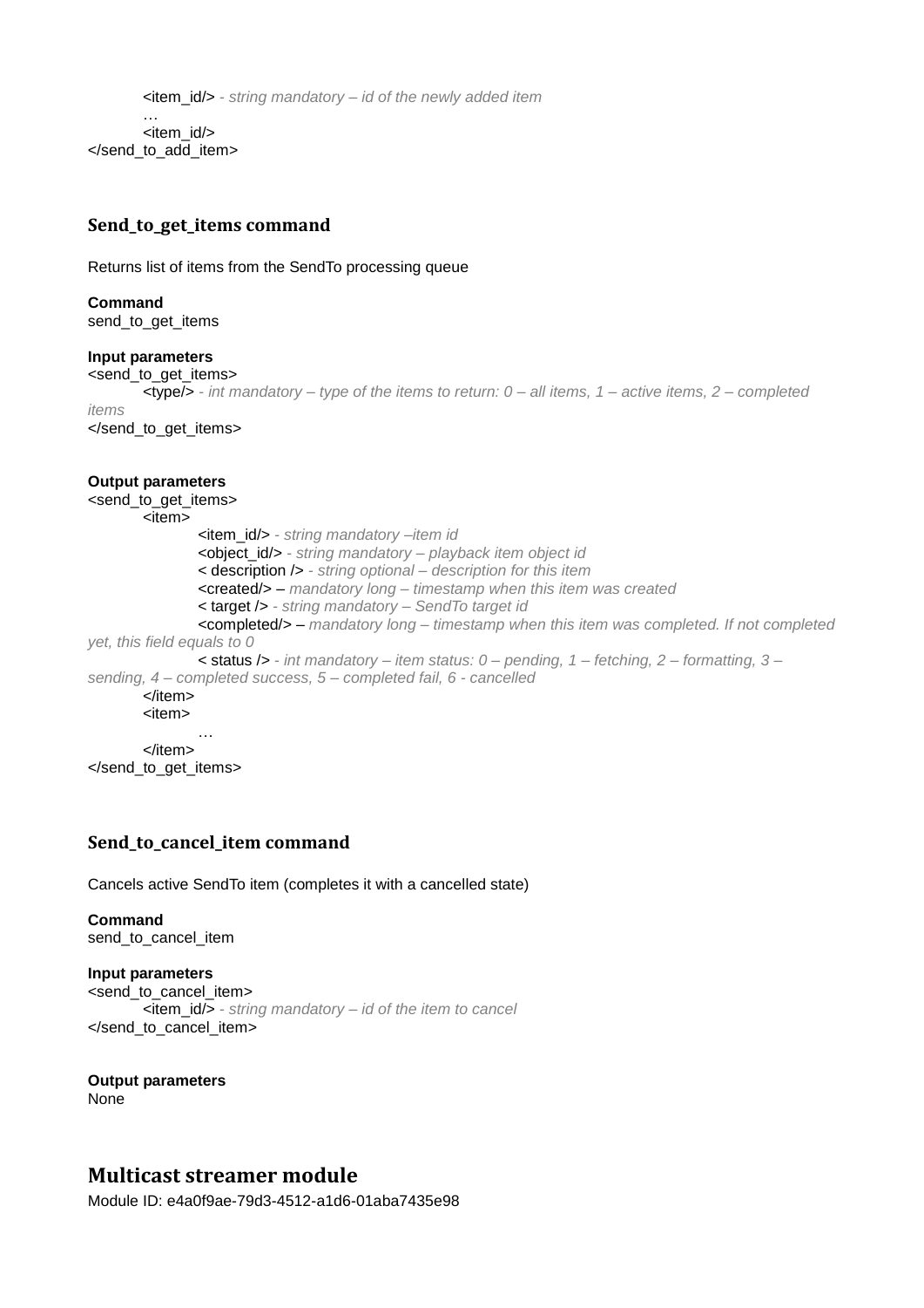<item_id/> *- string mandatory – id of the newly added item*
        …
        <item_id/>
</send_to_add_item>

### Send_to_get_items command

Returns list of items from the SendTo processing queue

**Command**
send_to_get_items

**Input parameters**
<send_to_get_items>
        <type/> *- int mandatory – type of the items to return: 0 – all items, 1 – active items, 2 – completed items*
</send_to_get_items>

**Output parameters**
<send_to_get_items>
        <item>
                <item_id/> *- string mandatory –item id*
                <object_id/> *- string mandatory – playback item object id*
                < description /> *- string optional – description for this item*
                <created/> – *mandatory long – timestamp when this item was created*
                < target /> *- string mandatory – SendTo target id*
                <completed/> – *mandatory long – timestamp when this item was completed. If not completed yet, this field equals to 0*
                < status /> *- int mandatory – item status: 0 – pending, 1 – fetching, 2 – formatting, 3 – sending, 4 – completed success, 5 – completed fail, 6 - cancelled*
        </item>
        <item>
                …
        </item>
</send_to_get_items>

### Send_to_cancel_item command

Cancels active SendTo item (completes it with a cancelled state)

**Command**
send_to_cancel_item

**Input parameters**
<send_to_cancel_item>
        <item_id/> *- string mandatory – id of the item to cancel*
</send_to_cancel_item>

**Output parameters**
None

## Multicast streamer module

Module ID: e4a0f9ae-79d3-4512-a1d6-01aba7435e98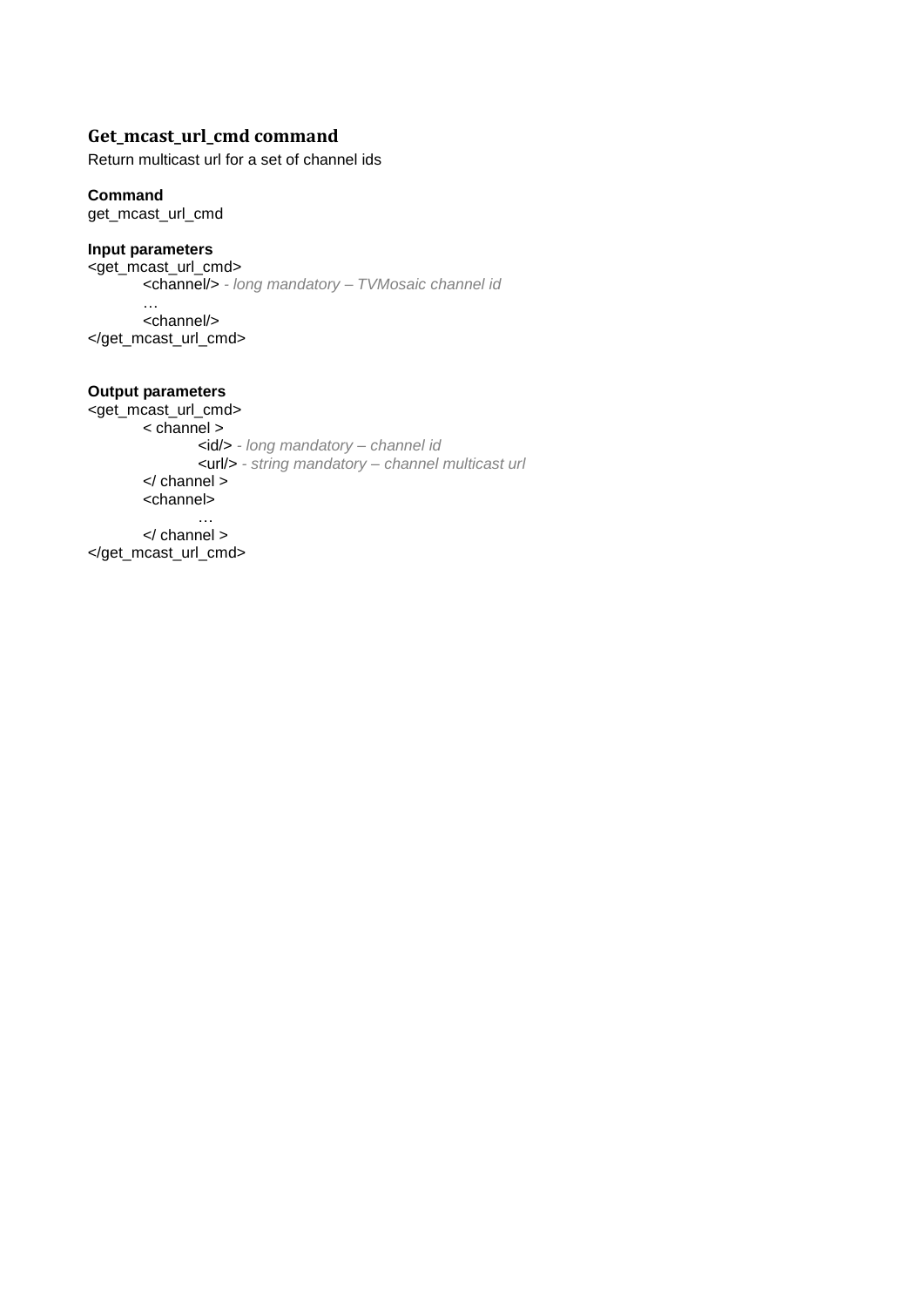### Get_mcast_url_cmd command

Return multicast url for a set of channel ids

**Command**
get_mcast_url_cmd

**Input parameters**

```
<get_mcast_url_cmd>
        <channel/> - long mandatory – TVMosaic channel id
        …
        <channel/>
</get_mcast_url_cmd>
```

**Output parameters**

```
<get_mcast_url_cmd>
        < channel >
                <id/> - long mandatory – channel id
                <url/> - string mandatory – channel multicast url
        </ channel >
        <channel>
                …
        </ channel >
</get_mcast_url_cmd>
```